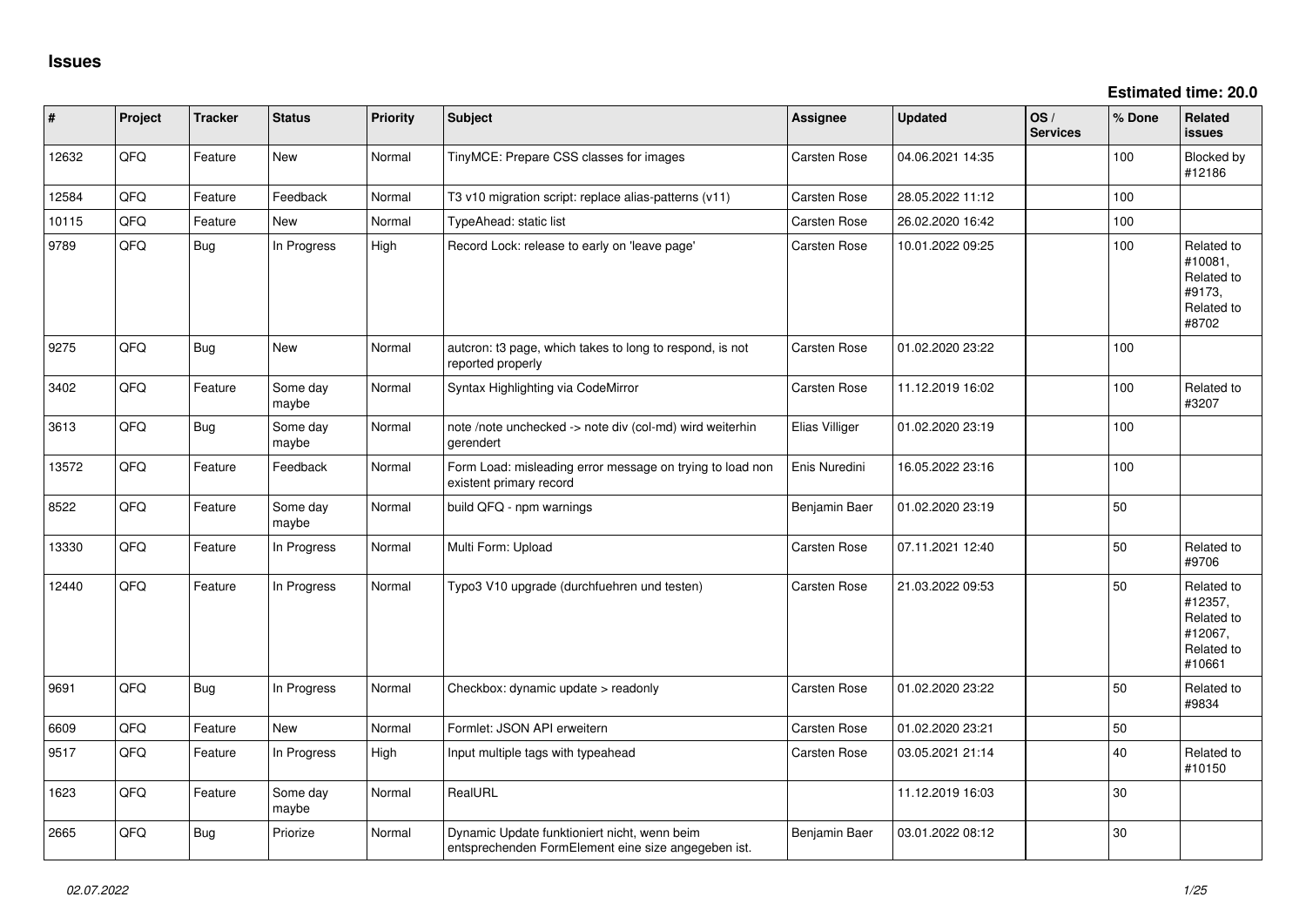## Issues

**Estimated time: 20.0**

| # | Project | Tracker | Status | Priority | Subject | Assignee | Updated | OS / Services | % Done | Related issues |
|---|---|---|---|---|---|---|---|---|---|---|
| 12632 | QFQ | Feature | New | Normal | TinyMCE: Prepare CSS classes for images | Carsten Rose | 04.06.2021 14:35 | | 100 | Blocked by #12186 |
| 12584 | QFQ | Feature | Feedback | Normal | T3 v10 migration script: replace alias-patterns (v11) | Carsten Rose | 28.05.2022 11:12 | | 100 | |
| 10115 | QFQ | Feature | New | Normal | TypeAhead: static list | Carsten Rose | 26.02.2020 16:42 | | 100 | |
| 9789 | QFQ | Bug | In Progress | High | Record Lock: release to early on 'leave page' | Carsten Rose | 10.01.2022 09:25 | | 100 | Related to #10081, Related to #9173, Related to #8702 |
| 9275 | QFQ | Bug | New | Normal | autcron: t3 page, which takes to long to respond, is not reported properly | Carsten Rose | 01.02.2020 23:22 | | 100 | |
| 3402 | QFQ | Feature | Some day maybe | Normal | Syntax Highlighting via CodeMirror | Carsten Rose | 11.12.2019 16:02 | | 100 | Related to #3207 |
| 3613 | QFQ | Bug | Some day maybe | Normal | note /note unchecked -> note div (col-md) wird weiterhin gerendert | Elias Villiger | 01.02.2020 23:19 | | 100 | |
| 13572 | QFQ | Feature | Feedback | Normal | Form Load: misleading error message on trying to load non existent primary record | Enis Nuredini | 16.05.2022 23:16 | | 100 | |
| 8522 | QFQ | Feature | Some day maybe | Normal | build QFQ - npm warnings | Benjamin Baer | 01.02.2020 23:19 | | 50 | |
| 13330 | QFQ | Feature | In Progress | Normal | Multi Form: Upload | Carsten Rose | 07.11.2021 12:40 | | 50 | Related to #9706 |
| 12440 | QFQ | Feature | In Progress | Normal | Typo3 V10 upgrade (durchfuehren und testen) | Carsten Rose | 21.03.2022 09:53 | | 50 | Related to #12357, Related to #12067, Related to #10661 |
| 9691 | QFQ | Bug | In Progress | Normal | Checkbox: dynamic update > readonly | Carsten Rose | 01.02.2020 23:22 | | 50 | Related to #9834 |
| 6609 | QFQ | Feature | New | Normal | Formlet: JSON API erweitern | Carsten Rose | 01.02.2020 23:21 | | 50 | |
| 9517 | QFQ | Feature | In Progress | High | Input multiple tags with typeahead | Carsten Rose | 03.05.2021 21:14 | | 40 | Related to #10150 |
| 1623 | QFQ | Feature | Some day maybe | Normal | RealURL | | 11.12.2019 16:03 | | 30 | |
| 2665 | QFQ | Bug | Priorize | Normal | Dynamic Update funktioniert nicht, wenn beim entsprechenden FormElement eine size angegeben ist. | Benjamin Baer | 03.01.2022 08:12 | | 30 | |

*02.07.2022*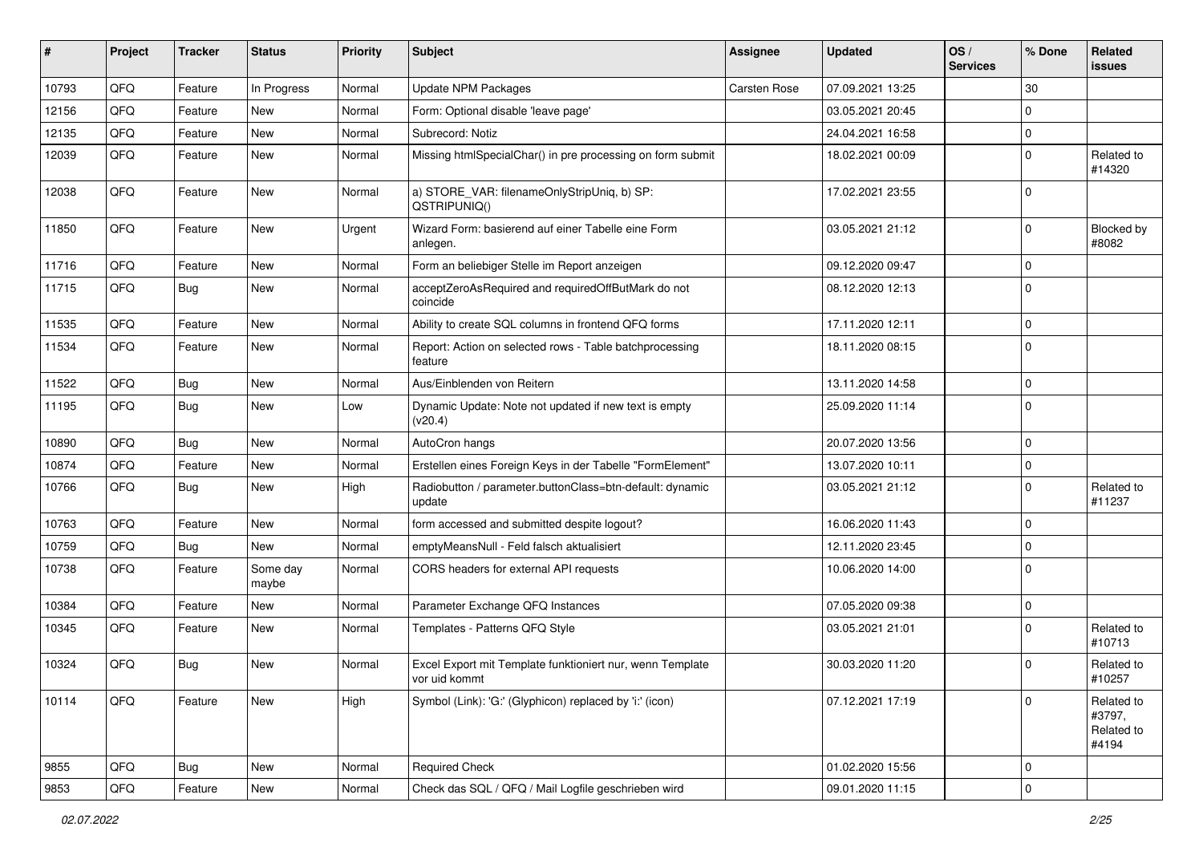| # | Project | Tracker | Status | Priority | Subject | Assignee | Updated | OS / Services | % Done | Related issues |
|---|---|---|---|---|---|---|---|---|---|---|
| 10793 | QFQ | Feature | In Progress | Normal | Update NPM Packages | Carsten Rose | 07.09.2021 13:25 | | 30 | |
| 12156 | QFQ | Feature | New | Normal | Form: Optional disable 'leave page' | | 03.05.2021 20:45 | | 0 | |
| 12135 | QFQ | Feature | New | Normal | Subrecord: Notiz | | 24.04.2021 16:58 | | 0 | |
| 12039 | QFQ | Feature | New | Normal | Missing htmlSpecialChar() in pre processing on form submit | | 18.02.2021 00:09 | | 0 | Related to #14320 |
| 12038 | QFQ | Feature | New | Normal | a) STORE_VAR: filenameOnlyStripUniq, b) SP: QSTRIPUNIQ() | | 17.02.2021 23:55 | | 0 | |
| 11850 | QFQ | Feature | New | Urgent | Wizard Form: basierend auf einer Tabelle eine Form anlegen. | | 03.05.2021 21:12 | | 0 | Blocked by #8082 |
| 11716 | QFQ | Feature | New | Normal | Form an beliebiger Stelle im Report anzeigen | | 09.12.2020 09:47 | | 0 | |
| 11715 | QFQ | Bug | New | Normal | acceptZeroAsRequired and requiredOffButMark do not coincide | | 08.12.2020 12:13 | | 0 | |
| 11535 | QFQ | Feature | New | Normal | Ability to create SQL columns in frontend QFQ forms | | 17.11.2020 12:11 | | 0 | |
| 11534 | QFQ | Feature | New | Normal | Report: Action on selected rows - Table batchprocessing feature | | 18.11.2020 08:15 | | 0 | |
| 11522 | QFQ | Bug | New | Normal | Aus/Einblenden von Reitern | | 13.11.2020 14:58 | | 0 | |
| 11195 | QFQ | Bug | New | Low | Dynamic Update: Note not updated if new text is empty (v20.4) | | 25.09.2020 11:14 | | 0 | |
| 10890 | QFQ | Bug | New | Normal | AutoCron hangs | | 20.07.2020 13:56 | | 0 | |
| 10874 | QFQ | Feature | New | Normal | Erstellen eines Foreign Keys in der Tabelle "FormElement" | | 13.07.2020 10:11 | | 0 | |
| 10766 | QFQ | Bug | New | High | Radiobutton / parameter.buttonClass=btn-default: dynamic update | | 03.05.2021 21:12 | | 0 | Related to #11237 |
| 10763 | QFQ | Feature | New | Normal | form accessed and submitted despite logout? | | 16.06.2020 11:43 | | 0 | |
| 10759 | QFQ | Bug | New | Normal | emptyMeansNull - Feld falsch aktualisiert | | 12.11.2020 23:45 | | 0 | |
| 10738 | QFQ | Feature | Some day maybe | Normal | CORS headers for external API requests | | 10.06.2020 14:00 | | 0 | |
| 10384 | QFQ | Feature | New | Normal | Parameter Exchange QFQ Instances | | 07.05.2020 09:38 | | 0 | |
| 10345 | QFQ | Feature | New | Normal | Templates - Patterns QFQ Style | | 03.05.2021 21:01 | | 0 | Related to #10713 |
| 10324 | QFQ | Bug | New | Normal | Excel Export mit Template funktioniert nur, wenn Template vor uid kommt | | 30.03.2020 11:20 | | 0 | Related to #10257 |
| 10114 | QFQ | Feature | New | High | Symbol (Link): 'G:' (Glyphicon) replaced by 'i:' (icon) | | 07.12.2021 17:19 | | 0 | Related to #3797, Related to #4194 |
| 9855 | QFQ | Bug | New | Normal | Required Check | | 01.02.2020 15:56 | | 0 | |
| 9853 | QFQ | Feature | New | Normal | Check das SQL / QFQ / Mail Logfile geschrieben wird | | 09.01.2020 11:15 | | 0 | |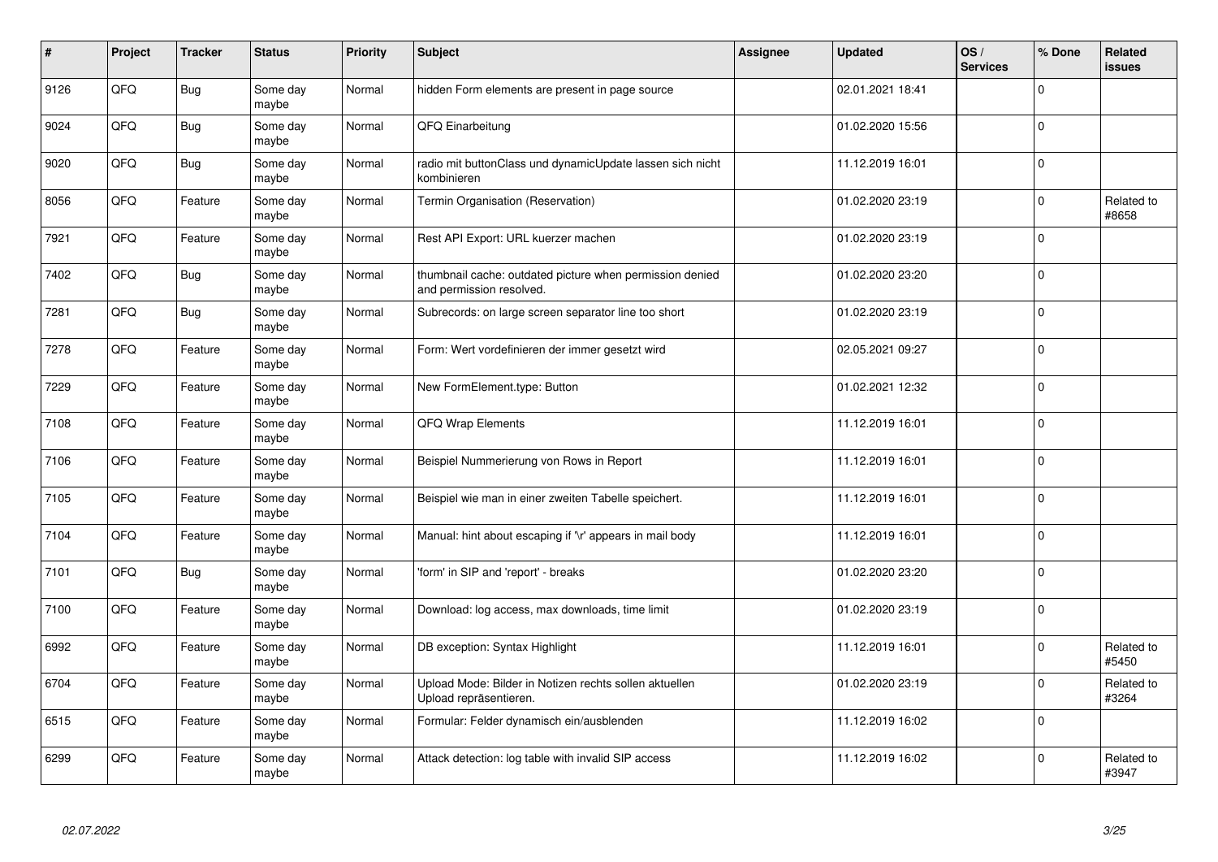| # | Project | Tracker | Status | Priority | Subject | Assignee | Updated | OS / Services | % Done | Related issues |
|---|---|---|---|---|---|---|---|---|---|---|
| 9126 | QFQ | Bug | Some day maybe | Normal | hidden Form elements are present in page source | | 02.01.2021 18:41 | | 0 | |
| 9024 | QFQ | Bug | Some day maybe | Normal | QFQ Einarbeitung | | 01.02.2020 15:56 | | 0 | |
| 9020 | QFQ | Bug | Some day maybe | Normal | radio mit buttonClass und dynamicUpdate lassen sich nicht kombinieren | | 11.12.2019 16:01 | | 0 | |
| 8056 | QFQ | Feature | Some day maybe | Normal | Termin Organisation (Reservation) | | 01.02.2020 23:19 | | 0 | Related to #8658 |
| 7921 | QFQ | Feature | Some day maybe | Normal | Rest API Export: URL kuerzer machen | | 01.02.2020 23:19 | | 0 | |
| 7402 | QFQ | Bug | Some day maybe | Normal | thumbnail cache: outdated picture when permission denied and permission resolved. | | 01.02.2020 23:20 | | 0 | |
| 7281 | QFQ | Bug | Some day maybe | Normal | Subrecords: on large screen separator line too short | | 01.02.2020 23:19 | | 0 | |
| 7278 | QFQ | Feature | Some day maybe | Normal | Form: Wert vordefinieren der immer gesetzt wird | | 02.05.2021 09:27 | | 0 | |
| 7229 | QFQ | Feature | Some day maybe | Normal | New FormElement.type: Button | | 01.02.2021 12:32 | | 0 | |
| 7108 | QFQ | Feature | Some day maybe | Normal | QFQ Wrap Elements | | 11.12.2019 16:01 | | 0 | |
| 7106 | QFQ | Feature | Some day maybe | Normal | Beispiel Nummerierung von Rows in Report | | 11.12.2019 16:01 | | 0 | |
| 7105 | QFQ | Feature | Some day maybe | Normal | Beispiel wie man in einer zweiten Tabelle speichert. | | 11.12.2019 16:01 | | 0 | |
| 7104 | QFQ | Feature | Some day maybe | Normal | Manual: hint about escaping if '\r' appears in mail body | | 11.12.2019 16:01 | | 0 | |
| 7101 | QFQ | Bug | Some day maybe | Normal | 'form' in SIP and 'report' - breaks | | 01.02.2020 23:20 | | 0 | |
| 7100 | QFQ | Feature | Some day maybe | Normal | Download: log access, max downloads, time limit | | 01.02.2020 23:19 | | 0 | |
| 6992 | QFQ | Feature | Some day maybe | Normal | DB exception: Syntax Highlight | | 11.12.2019 16:01 | | 0 | Related to #5450 |
| 6704 | QFQ | Feature | Some day maybe | Normal | Upload Mode: Bilder in Notizen rechts sollen aktuellen Upload repräsentieren. | | 01.02.2020 23:19 | | 0 | Related to #3264 |
| 6515 | QFQ | Feature | Some day maybe | Normal | Formular: Felder dynamisch ein/ausblenden | | 11.12.2019 16:02 | | 0 | |
| 6299 | QFQ | Feature | Some day maybe | Normal | Attack detection: log table with invalid SIP access | | 11.12.2019 16:02 | | 0 | Related to #3947 |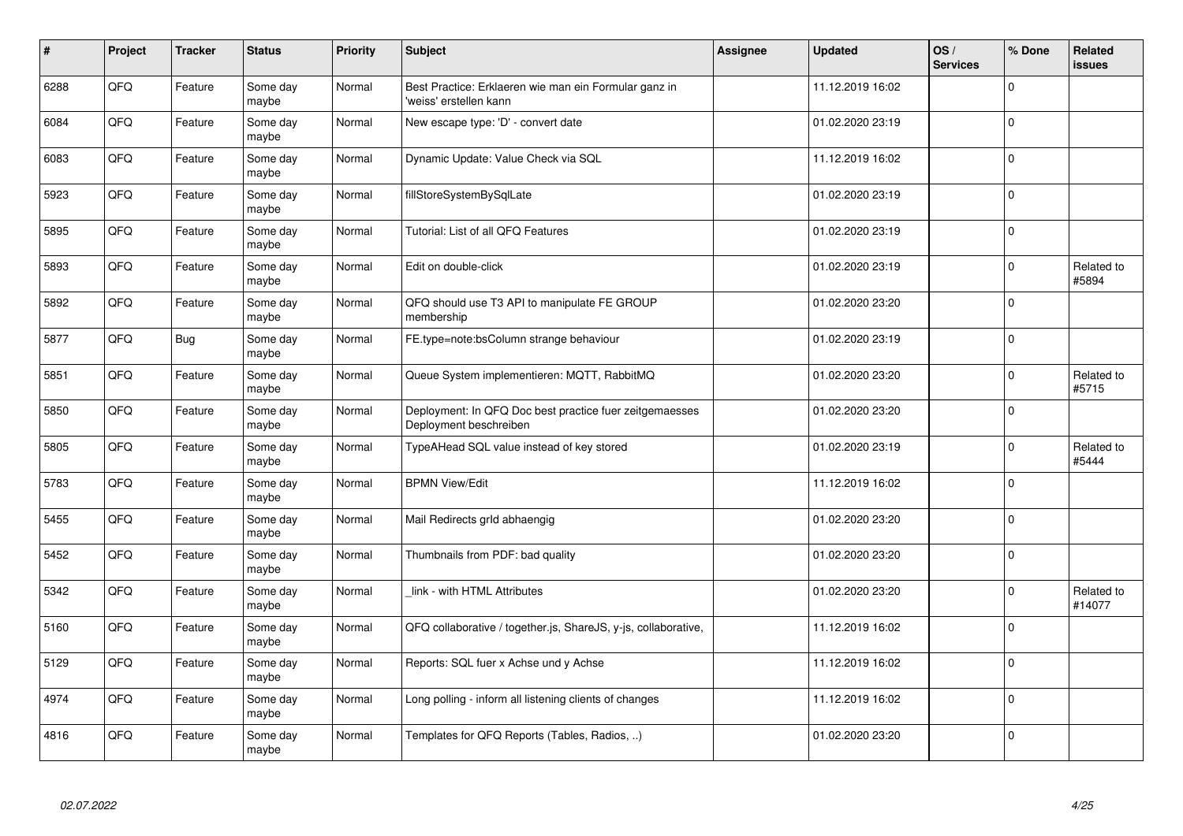| # | Project | Tracker | Status | Priority | Subject | Assignee | Updated | OS / Services | % Done | Related issues |
|---|---|---|---|---|---|---|---|---|---|---|
| 6288 | QFQ | Feature | Some day maybe | Normal | Best Practice: Erklaeren wie man ein Formular ganz in 'weiss' erstellen kann | | 11.12.2019 16:02 | | 0 | |
| 6084 | QFQ | Feature | Some day maybe | Normal | New escape type: 'D' - convert date | | 01.02.2020 23:19 | | 0 | |
| 6083 | QFQ | Feature | Some day maybe | Normal | Dynamic Update: Value Check via SQL | | 11.12.2019 16:02 | | 0 | |
| 5923 | QFQ | Feature | Some day maybe | Normal | fillStoreSystemBySqlLate | | 01.02.2020 23:19 | | 0 | |
| 5895 | QFQ | Feature | Some day maybe | Normal | Tutorial: List of all QFQ Features | | 01.02.2020 23:19 | | 0 | |
| 5893 | QFQ | Feature | Some day maybe | Normal | Edit on double-click | | 01.02.2020 23:19 | | 0 | Related to #5894 |
| 5892 | QFQ | Feature | Some day maybe | Normal | QFQ should use T3 API to manipulate FE GROUP membership | | 01.02.2020 23:20 | | 0 | |
| 5877 | QFQ | Bug | Some day maybe | Normal | FE.type=note:bsColumn strange behaviour | | 01.02.2020 23:19 | | 0 | |
| 5851 | QFQ | Feature | Some day maybe | Normal | Queue System implementieren: MQTT, RabbitMQ | | 01.02.2020 23:20 | | 0 | Related to #5715 |
| 5850 | QFQ | Feature | Some day maybe | Normal | Deployment: In QFQ Doc best practice fuer zeitgemaesses Deployment beschreiben | | 01.02.2020 23:20 | | 0 | |
| 5805 | QFQ | Feature | Some day maybe | Normal | TypeAHead SQL value instead of key stored | | 01.02.2020 23:19 | | 0 | Related to #5444 |
| 5783 | QFQ | Feature | Some day maybe | Normal | BPMN View/Edit | | 11.12.2019 16:02 | | 0 | |
| 5455 | QFQ | Feature | Some day maybe | Normal | Mail Redirects grId abhaengig | | 01.02.2020 23:20 | | 0 | |
| 5452 | QFQ | Feature | Some day maybe | Normal | Thumbnails from PDF: bad quality | | 01.02.2020 23:20 | | 0 | |
| 5342 | QFQ | Feature | Some day maybe | Normal | _link - with HTML Attributes | | 01.02.2020 23:20 | | 0 | Related to #14077 |
| 5160 | QFQ | Feature | Some day maybe | Normal | QFQ collaborative / together.js, ShareJS, y-js, collaborative, | | 11.12.2019 16:02 | | 0 | |
| 5129 | QFQ | Feature | Some day maybe | Normal | Reports: SQL fuer x Achse und y Achse | | 11.12.2019 16:02 | | 0 | |
| 4974 | QFQ | Feature | Some day maybe | Normal | Long polling - inform all listening clients of changes | | 11.12.2019 16:02 | | 0 | |
| 4816 | QFQ | Feature | Some day maybe | Normal | Templates for QFQ Reports (Tables, Radios, ..) | | 01.02.2020 23:20 | | 0 | |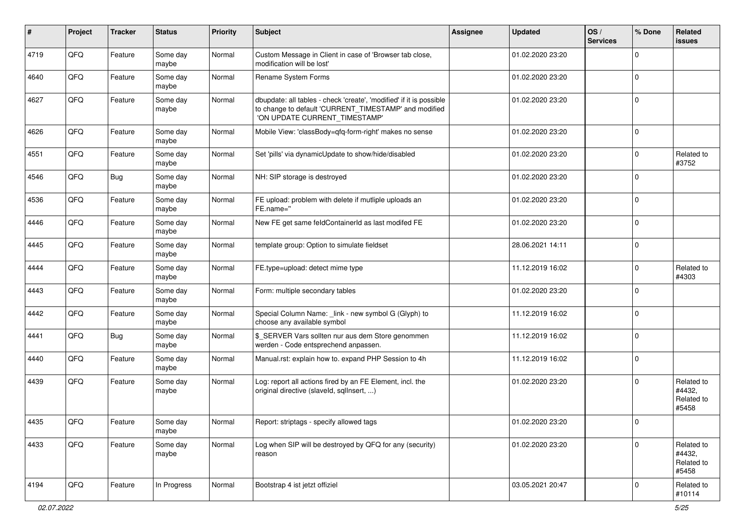| # | Project | Tracker | Status | Priority | Subject | Assignee | Updated | OS / Services | % Done | Related issues |
|---|---|---|---|---|---|---|---|---|---|---|
| 4719 | QFQ | Feature | Some day maybe | Normal | Custom Message in Client in case of 'Browser tab close, modification will be lost' | | 01.02.2020 23:20 | | 0 | |
| 4640 | QFQ | Feature | Some day maybe | Normal | Rename System Forms | | 01.02.2020 23:20 | | 0 | |
| 4627 | QFQ | Feature | Some day maybe | Normal | dbupdate: all tables - check 'create', 'modified' if it is possible to change to default 'CURRENT_TIMESTAMP' and modified 'ON UPDATE CURRENT_TIMESTAMP' | | 01.02.2020 23:20 | | 0 | |
| 4626 | QFQ | Feature | Some day maybe | Normal | Mobile View: 'classBody=qfq-form-right' makes no sense | | 01.02.2020 23:20 | | 0 | |
| 4551 | QFQ | Feature | Some day maybe | Normal | Set 'pills' via dynamicUpdate to show/hide/disabled | | 01.02.2020 23:20 | | 0 | Related to #3752 |
| 4546 | QFQ | Bug | Some day maybe | Normal | NH: SIP storage is destroyed | | 01.02.2020 23:20 | | 0 | |
| 4536 | QFQ | Feature | Some day maybe | Normal | FE upload: problem with delete if mutliple uploads an FE.name=" | | 01.02.2020 23:20 | | 0 | |
| 4446 | QFQ | Feature | Some day maybe | Normal | New FE get same feldContainerId as last modifed FE | | 01.02.2020 23:20 | | 0 | |
| 4445 | QFQ | Feature | Some day maybe | Normal | template group: Option to simulate fieldset | | 28.06.2021 14:11 | | 0 | |
| 4444 | QFQ | Feature | Some day maybe | Normal | FE.type=upload: detect mime type | | 11.12.2019 16:02 | | 0 | Related to #4303 |
| 4443 | QFQ | Feature | Some day maybe | Normal | Form: multiple secondary tables | | 01.02.2020 23:20 | | 0 | |
| 4442 | QFQ | Feature | Some day maybe | Normal | Special Column Name: _link - new symbol G (Glyph) to choose any available symbol | | 11.12.2019 16:02 | | 0 | |
| 4441 | QFQ | Bug | Some day maybe | Normal | $_SERVER Vars sollten nur aus dem Store genommen werden - Code entsprechend anpassen. | | 11.12.2019 16:02 | | 0 | |
| 4440 | QFQ | Feature | Some day maybe | Normal | Manual.rst: explain how to. expand PHP Session to 4h | | 11.12.2019 16:02 | | 0 | |
| 4439 | QFQ | Feature | Some day maybe | Normal | Log: report all actions fired by an FE Element, incl. the original directive (slaveId, sqlInsert, ...) | | 01.02.2020 23:20 | | 0 | Related to #4432, Related to #5458 |
| 4435 | QFQ | Feature | Some day maybe | Normal | Report: striptags - specify allowed tags | | 01.02.2020 23:20 | | 0 | |
| 4433 | QFQ | Feature | Some day maybe | Normal | Log when SIP will be destroyed by QFQ for any (security) reason | | 01.02.2020 23:20 | | 0 | Related to #4432, Related to #5458 |
| 4194 | QFQ | Feature | In Progress | Normal | Bootstrap 4 ist jetzt offiziel | | 03.05.2021 20:47 | | 0 | Related to #10114 |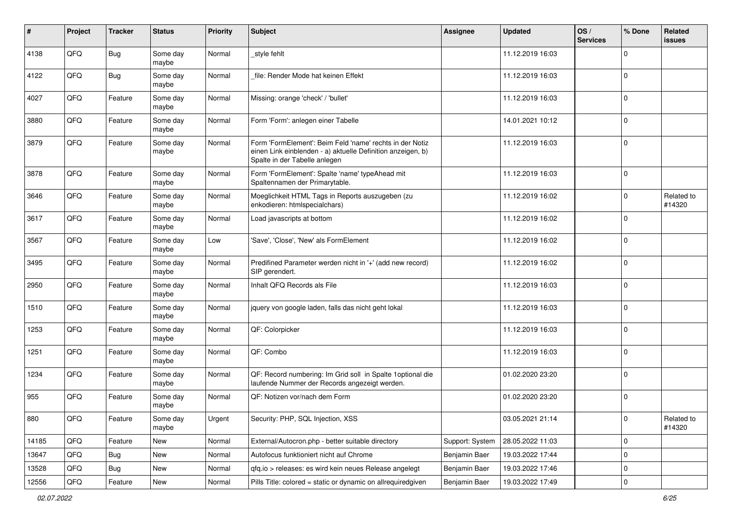| # | Project | Tracker | Status | Priority | Subject | Assignee | Updated | OS / Services | % Done | Related issues |
|---|---|---|---|---|---|---|---|---|---|---|
| 4138 | QFQ | Bug | Some day maybe | Normal | _style fehlt | | 11.12.2019 16:03 | | 0 | |
| 4122 | QFQ | Bug | Some day maybe | Normal | _file: Render Mode hat keinen Effekt | | 11.12.2019 16:03 | | 0 | |
| 4027 | QFQ | Feature | Some day maybe | Normal | Missing: orange 'check' / 'bullet' | | 11.12.2019 16:03 | | 0 | |
| 3880 | QFQ | Feature | Some day maybe | Normal | Form 'Form': anlegen einer Tabelle | | 14.01.2021 10:12 | | 0 | |
| 3879 | QFQ | Feature | Some day maybe | Normal | Form 'FormElement': Beim Feld 'name' rechts in der Notiz einen Link einblenden - a) aktuelle Definition anzeigen, b) Spalte in der Tabelle anlegen | | 11.12.2019 16:03 | | 0 | |
| 3878 | QFQ | Feature | Some day maybe | Normal | Form 'FormElement': Spalte 'name' typeAhead mit Spaltennamen der Primarytable. | | 11.12.2019 16:03 | | 0 | |
| 3646 | QFQ | Feature | Some day maybe | Normal | Moeglichkeit HTML Tags in Reports auszugeben (zu enkodieren: htmlspecialchars) | | 11.12.2019 16:02 | | 0 | Related to #14320 |
| 3617 | QFQ | Feature | Some day maybe | Normal | Load javascripts at bottom | | 11.12.2019 16:02 | | 0 | |
| 3567 | QFQ | Feature | Some day maybe | Low | 'Save', 'Close', 'New' als FormElement | | 11.12.2019 16:02 | | 0 | |
| 3495 | QFQ | Feature | Some day maybe | Normal | Predifined Parameter werden nicht in '+' (add new record) SIP gerendert. | | 11.12.2019 16:02 | | 0 | |
| 2950 | QFQ | Feature | Some day maybe | Normal | Inhalt QFQ Records als File | | 11.12.2019 16:03 | | 0 | |
| 1510 | QFQ | Feature | Some day maybe | Normal | jquery von google laden, falls das nicht geht lokal | | 11.12.2019 16:03 | | 0 | |
| 1253 | QFQ | Feature | Some day maybe | Normal | QF: Colorpicker | | 11.12.2019 16:03 | | 0 | |
| 1251 | QFQ | Feature | Some day maybe | Normal | QF: Combo | | 11.12.2019 16:03 | | 0 | |
| 1234 | QFQ | Feature | Some day maybe | Normal | QF: Record numbering: Im Grid soll in Spalte 1optional die laufende Nummer der Records angezeigt werden. | | 01.02.2020 23:20 | | 0 | |
| 955 | QFQ | Feature | Some day maybe | Normal | QF: Notizen vor/nach dem Form | | 01.02.2020 23:20 | | 0 | |
| 880 | QFQ | Feature | Some day maybe | Urgent | Security: PHP, SQL Injection, XSS | | 03.05.2021 21:14 | | 0 | Related to #14320 |
| 14185 | QFQ | Feature | New | Normal | External/Autocron.php - better suitable directory | Support: System | 28.05.2022 11:03 | | 0 | |
| 13647 | QFQ | Bug | New | Normal | Autofocus funktioniert nicht auf Chrome | Benjamin Baer | 19.03.2022 17:44 | | 0 | |
| 13528 | QFQ | Bug | New | Normal | qfq.io > releases: es wird kein neues Release angelegt | Benjamin Baer | 19.03.2022 17:46 | | 0 | |
| 12556 | QFQ | Feature | New | Normal | Pills Title: colored = static or dynamic on allrequiredgiven | Benjamin Baer | 19.03.2022 17:49 | | 0 | |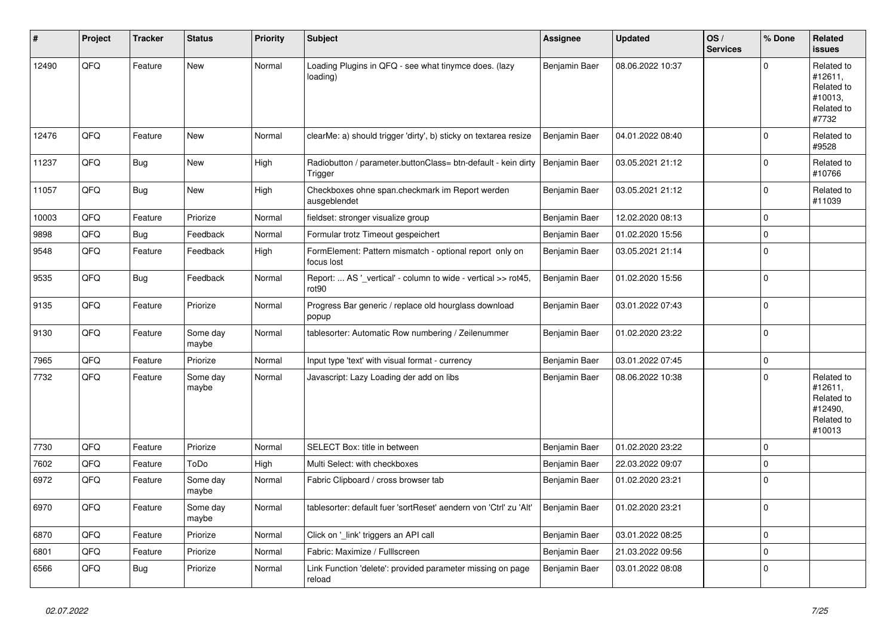| # | Project | Tracker | Status | Priority | Subject | Assignee | Updated | OS / Services | % Done | Related issues |
|---|---|---|---|---|---|---|---|---|---|---|
| 12490 | QFQ | Feature | New | Normal | Loading Plugins in QFQ - see what tinymce does. (lazy loading) | Benjamin Baer | 08.06.2022 10:37 | | 0 | Related to #12611, Related to #10013, Related to #7732 |
| 12476 | QFQ | Feature | New | Normal | clearMe: a) should trigger 'dirty', b) sticky on textarea resize | Benjamin Baer | 04.01.2022 08:40 | | 0 | Related to #9528 |
| 11237 | QFQ | Bug | New | High | Radiobutton / parameter.buttonClass= btn-default - kein dirty Trigger | Benjamin Baer | 03.05.2021 21:12 | | 0 | Related to #10766 |
| 11057 | QFQ | Bug | New | High | Checkboxes ohne span.checkmark im Report werden ausgeblendet | Benjamin Baer | 03.05.2021 21:12 | | 0 | Related to #11039 |
| 10003 | QFQ | Feature | Priorize | Normal | fieldset: stronger visualize group | Benjamin Baer | 12.02.2020 08:13 | | 0 | |
| 9898 | QFQ | Bug | Feedback | Normal | Formular trotz Timeout gespeichert | Benjamin Baer | 01.02.2020 15:56 | | 0 | |
| 9548 | QFQ | Feature | Feedback | High | FormElement: Pattern mismatch - optional report only on focus lost | Benjamin Baer | 03.05.2021 21:14 | | 0 | |
| 9535 | QFQ | Bug | Feedback | Normal | Report: ... AS '_vertical' - column to wide - vertical >> rot45, rot90 | Benjamin Baer | 01.02.2020 15:56 | | 0 | |
| 9135 | QFQ | Feature | Priorize | Normal | Progress Bar generic / replace old hourglass download popup | Benjamin Baer | 03.01.2022 07:43 | | 0 | |
| 9130 | QFQ | Feature | Some day maybe | Normal | tablesorter: Automatic Row numbering / Zeilenummer | Benjamin Baer | 01.02.2020 23:22 | | 0 | |
| 7965 | QFQ | Feature | Priorize | Normal | Input type 'text' with visual format - currency | Benjamin Baer | 03.01.2022 07:45 | | 0 | |
| 7732 | QFQ | Feature | Some day maybe | Normal | Javascript: Lazy Loading der add on libs | Benjamin Baer | 08.06.2022 10:38 | | 0 | Related to #12611, Related to #12490, Related to #10013 |
| 7730 | QFQ | Feature | Priorize | Normal | SELECT Box: title in between | Benjamin Baer | 01.02.2020 23:22 | | 0 | |
| 7602 | QFQ | Feature | ToDo | High | Multi Select: with checkboxes | Benjamin Baer | 22.03.2022 09:07 | | 0 | |
| 6972 | QFQ | Feature | Some day maybe | Normal | Fabric Clipboard / cross browser tab | Benjamin Baer | 01.02.2020 23:21 | | 0 | |
| 6970 | QFQ | Feature | Some day maybe | Normal | tablesorter: default fuer 'sortReset' aendern von 'Ctrl' zu 'Alt' | Benjamin Baer | 01.02.2020 23:21 | | 0 | |
| 6870 | QFQ | Feature | Priorize | Normal | Click on '_link' triggers an API call | Benjamin Baer | 03.01.2022 08:25 | | 0 | |
| 6801 | QFQ | Feature | Priorize | Normal | Fabric: Maximize / Fulllscreen | Benjamin Baer | 21.03.2022 09:56 | | 0 | |
| 6566 | QFQ | Bug | Priorize | Normal | Link Function 'delete': provided parameter missing on page reload | Benjamin Baer | 03.01.2022 08:08 | | 0 | |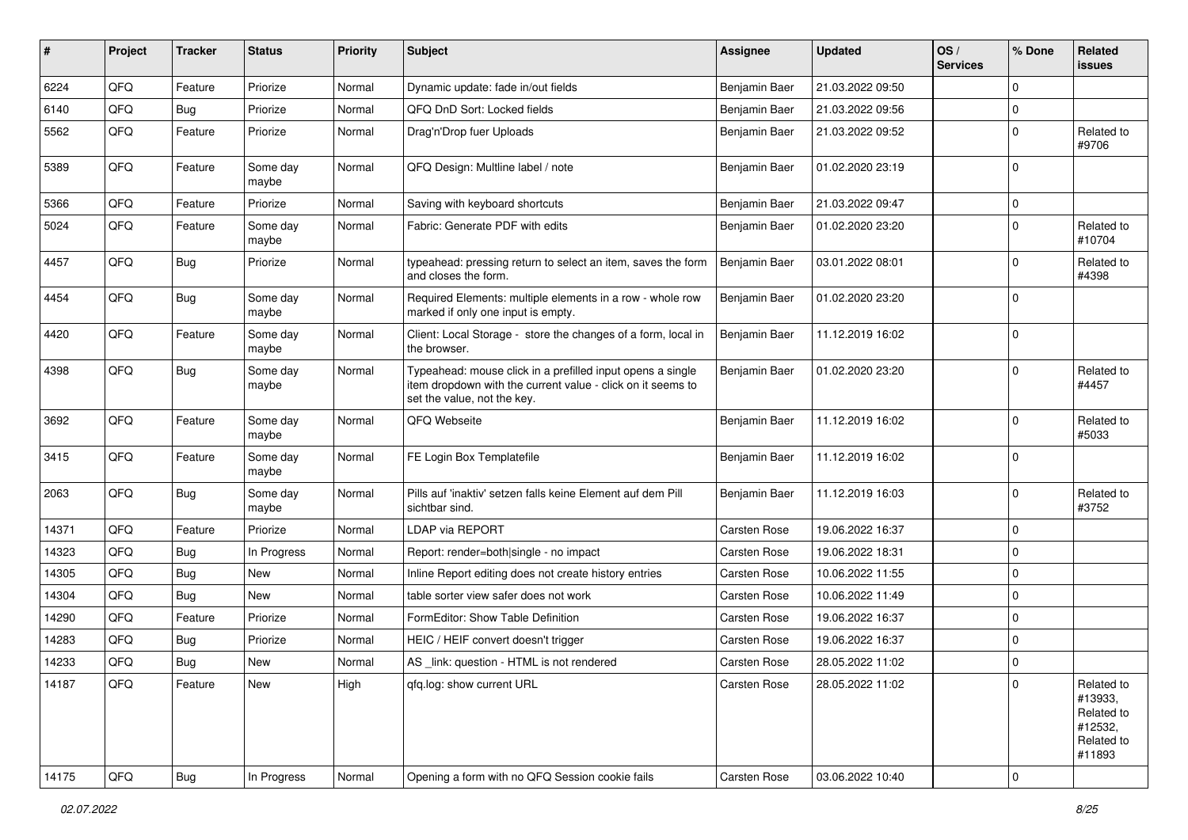| # | Project | Tracker | Status | Priority | Subject | Assignee | Updated | OS / Services | % Done | Related issues |
|---|---|---|---|---|---|---|---|---|---|---|
| 6224 | QFQ | Feature | Priorize | Normal | Dynamic update: fade in/out fields | Benjamin Baer | 21.03.2022 09:50 | | 0 | |
| 6140 | QFQ | Bug | Priorize | Normal | QFQ DnD Sort: Locked fields | Benjamin Baer | 21.03.2022 09:56 | | 0 | |
| 5562 | QFQ | Feature | Priorize | Normal | Drag'n'Drop fuer Uploads | Benjamin Baer | 21.03.2022 09:52 | | 0 | Related to #9706 |
| 5389 | QFQ | Feature | Some day maybe | Normal | QFQ Design: Multline label / note | Benjamin Baer | 01.02.2020 23:19 | | 0 | |
| 5366 | QFQ | Feature | Priorize | Normal | Saving with keyboard shortcuts | Benjamin Baer | 21.03.2022 09:47 | | 0 | |
| 5024 | QFQ | Feature | Some day maybe | Normal | Fabric: Generate PDF with edits | Benjamin Baer | 01.02.2020 23:20 | | 0 | Related to #10704 |
| 4457 | QFQ | Bug | Priorize | Normal | typeahead: pressing return to select an item, saves the form and closes the form. | Benjamin Baer | 03.01.2022 08:01 | | 0 | Related to #4398 |
| 4454 | QFQ | Bug | Some day maybe | Normal | Required Elements: multiple elements in a row - whole row marked if only one input is empty. | Benjamin Baer | 01.02.2020 23:20 | | 0 | |
| 4420 | QFQ | Feature | Some day maybe | Normal | Client: Local Storage - store the changes of a form, local in the browser. | Benjamin Baer | 11.12.2019 16:02 | | 0 | |
| 4398 | QFQ | Bug | Some day maybe | Normal | Typeahead: mouse click in a prefilled input opens a single item dropdown with the current value - click on it seems to set the value, not the key. | Benjamin Baer | 01.02.2020 23:20 | | 0 | Related to #4457 |
| 3692 | QFQ | Feature | Some day maybe | Normal | QFQ Webseite | Benjamin Baer | 11.12.2019 16:02 | | 0 | Related to #5033 |
| 3415 | QFQ | Feature | Some day maybe | Normal | FE Login Box Templatefile | Benjamin Baer | 11.12.2019 16:02 | | 0 | |
| 2063 | QFQ | Bug | Some day maybe | Normal | Pills auf 'inaktiv' setzen falls keine Element auf dem Pill sichtbar sind. | Benjamin Baer | 11.12.2019 16:03 | | 0 | Related to #3752 |
| 14371 | QFQ | Feature | Priorize | Normal | LDAP via REPORT | Carsten Rose | 19.06.2022 16:37 | | 0 | |
| 14323 | QFQ | Bug | In Progress | Normal | Report: render=both\|single - no impact | Carsten Rose | 19.06.2022 18:31 | | 0 | |
| 14305 | QFQ | Bug | New | Normal | Inline Report editing does not create history entries | Carsten Rose | 10.06.2022 11:55 | | 0 | |
| 14304 | QFQ | Bug | New | Normal | table sorter view safer does not work | Carsten Rose | 10.06.2022 11:49 | | 0 | |
| 14290 | QFQ | Feature | Priorize | Normal | FormEditor: Show Table Definition | Carsten Rose | 19.06.2022 16:37 | | 0 | |
| 14283 | QFQ | Bug | Priorize | Normal | HEIC / HEIF convert doesn't trigger | Carsten Rose | 19.06.2022 16:37 | | 0 | |
| 14233 | QFQ | Bug | New | Normal | AS _link: question - HTML is not rendered | Carsten Rose | 28.05.2022 11:02 | | 0 | |
| 14187 | QFQ | Feature | New | High | qfq.log: show current URL | Carsten Rose | 28.05.2022 11:02 | | 0 | Related to #13933, Related to #12532, Related to #11893 |
| 14175 | QFQ | Bug | In Progress | Normal | Opening a form with no QFQ Session cookie fails | Carsten Rose | 03.06.2022 10:40 | | 0 | |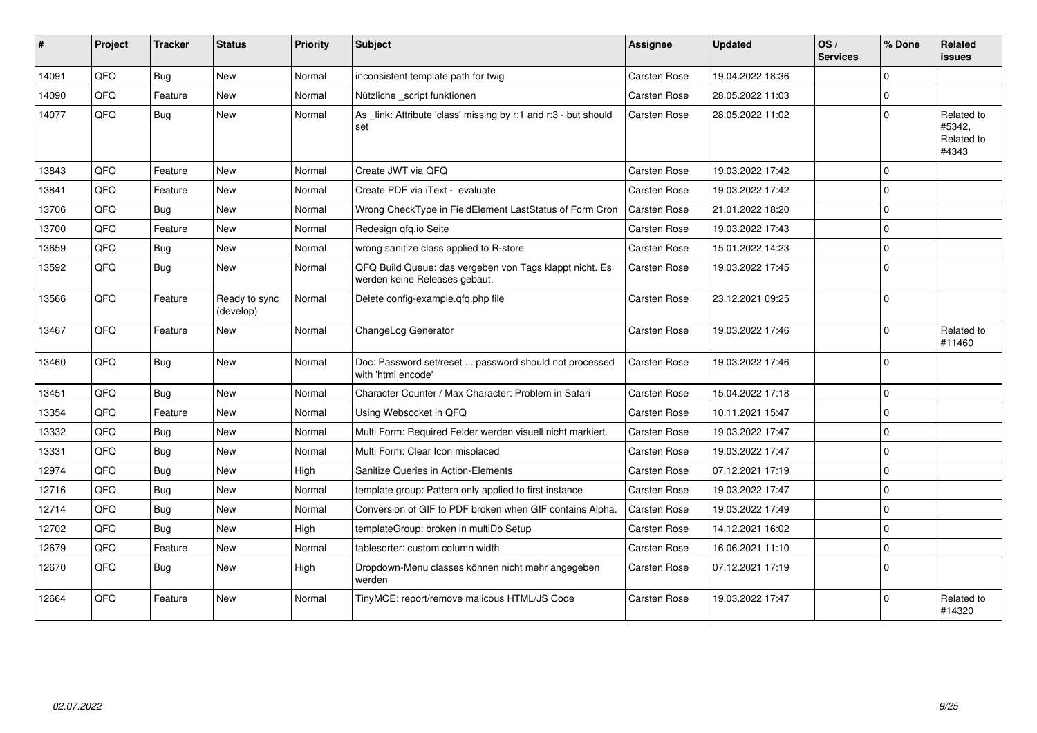| # | Project | Tracker | Status | Priority | Subject | Assignee | Updated | OS / Services | % Done | Related issues |
|---|---|---|---|---|---|---|---|---|---|---|
| 14091 | QFQ | Bug | New | Normal | inconsistent template path for twig | Carsten Rose | 19.04.2022 18:36 | | 0 | |
| 14090 | QFQ | Feature | New | Normal | Nützliche _script funktionen | Carsten Rose | 28.05.2022 11:03 | | 0 | |
| 14077 | QFQ | Bug | New | Normal | As _link: Attribute 'class' missing by r:1 and r:3 - but should set | Carsten Rose | 28.05.2022 11:02 | | 0 | Related to #5342, Related to #4343 |
| 13843 | QFQ | Feature | New | Normal | Create JWT via QFQ | Carsten Rose | 19.03.2022 17:42 | | 0 | |
| 13841 | QFQ | Feature | New | Normal | Create PDF via iText - evaluate | Carsten Rose | 19.03.2022 17:42 | | 0 | |
| 13706 | QFQ | Bug | New | Normal | Wrong CheckType in FieldElement LastStatus of Form Cron | Carsten Rose | 21.01.2022 18:20 | | 0 | |
| 13700 | QFQ | Feature | New | Normal | Redesign qfq.io Seite | Carsten Rose | 19.03.2022 17:43 | | 0 | |
| 13659 | QFQ | Bug | New | Normal | wrong sanitize class applied to R-store | Carsten Rose | 15.01.2022 14:23 | | 0 | |
| 13592 | QFQ | Bug | New | Normal | QFQ Build Queue: das vergeben von Tags klappt nicht. Es werden keine Releases gebaut. | Carsten Rose | 19.03.2022 17:45 | | 0 | |
| 13566 | QFQ | Feature | Ready to sync (develop) | Normal | Delete config-example.qfq.php file | Carsten Rose | 23.12.2021 09:25 | | 0 | |
| 13467 | QFQ | Feature | New | Normal | ChangeLog Generator | Carsten Rose | 19.03.2022 17:46 | | 0 | Related to #11460 |
| 13460 | QFQ | Bug | New | Normal | Doc: Password set/reset ... password should not processed with 'html encode' | Carsten Rose | 19.03.2022 17:46 | | 0 | |
| 13451 | QFQ | Bug | New | Normal | Character Counter / Max Character: Problem in Safari | Carsten Rose | 15.04.2022 17:18 | | 0 | |
| 13354 | QFQ | Feature | New | Normal | Using Websocket in QFQ | Carsten Rose | 10.11.2021 15:47 | | 0 | |
| 13332 | QFQ | Bug | New | Normal | Multi Form: Required Felder werden visuell nicht markiert. | Carsten Rose | 19.03.2022 17:47 | | 0 | |
| 13331 | QFQ | Bug | New | Normal | Multi Form: Clear Icon misplaced | Carsten Rose | 19.03.2022 17:47 | | 0 | |
| 12974 | QFQ | Bug | New | High | Sanitize Queries in Action-Elements | Carsten Rose | 07.12.2021 17:19 | | 0 | |
| 12716 | QFQ | Bug | New | Normal | template group: Pattern only applied to first instance | Carsten Rose | 19.03.2022 17:47 | | 0 | |
| 12714 | QFQ | Bug | New | Normal | Conversion of GIF to PDF broken when GIF contains Alpha. | Carsten Rose | 19.03.2022 17:49 | | 0 | |
| 12702 | QFQ | Bug | New | High | templateGroup: broken in multiDb Setup | Carsten Rose | 14.12.2021 16:02 | | 0 | |
| 12679 | QFQ | Feature | New | Normal | tablesorter: custom column width | Carsten Rose | 16.06.2021 11:10 | | 0 | |
| 12670 | QFQ | Bug | New | High | Dropdown-Menu classes können nicht mehr angegeben werden | Carsten Rose | 07.12.2021 17:19 | | 0 | |
| 12664 | QFQ | Feature | New | Normal | TinyMCE: report/remove malicous HTML/JS Code | Carsten Rose | 19.03.2022 17:47 | | 0 | Related to #14320 |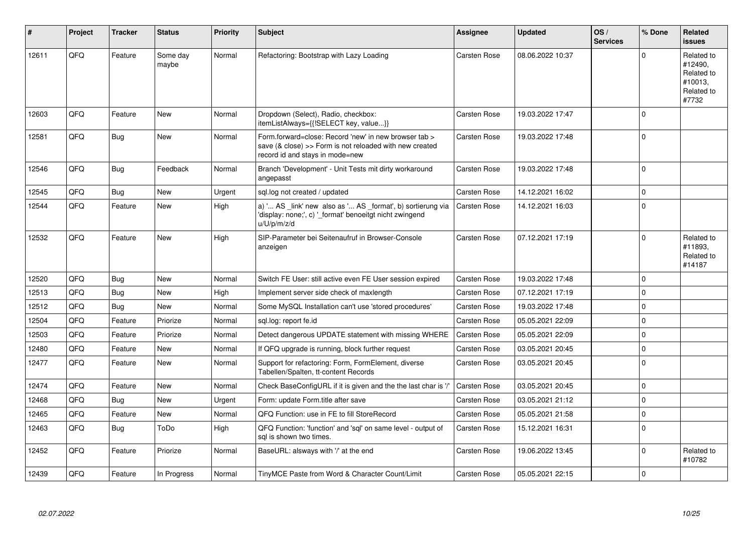| # | Project | Tracker | Status | Priority | Subject | Assignee | Updated | OS / Services | % Done | Related issues |
|---|---|---|---|---|---|---|---|---|---|---|
| 12611 | QFQ | Feature | Some day maybe | Normal | Refactoring: Bootstrap with Lazy Loading | Carsten Rose | 08.06.2022 10:37 | | 0 | Related to #12490, Related to #10013, Related to #7732 |
| 12603 | QFQ | Feature | New | Normal | Dropdown (Select), Radio, checkbox: itemListAlways={{!SELECT key, value...}} | Carsten Rose | 19.03.2022 17:47 | | 0 | |
| 12581 | QFQ | Bug | New | Normal | Form.forward=close: Record 'new' in new browser tab > save (& close) >> Form is not reloaded with new created record id and stays in mode=new | Carsten Rose | 19.03.2022 17:48 | | 0 | |
| 12546 | QFQ | Bug | Feedback | Normal | Branch 'Development' - Unit Tests mit dirty workaround angepasst | Carsten Rose | 19.03.2022 17:48 | | 0 | |
| 12545 | QFQ | Bug | New | Urgent | sql.log not created / updated | Carsten Rose | 14.12.2021 16:02 | | 0 | |
| 12544 | QFQ | Feature | New | High | a) '... AS _link' new also as '... AS _format', b) sortierung via 'display: none;', c) '_format' benoeitgt nicht zwingend u/U/p/m/z/d | Carsten Rose | 14.12.2021 16:03 | | 0 | |
| 12532 | QFQ | Feature | New | High | SIP-Parameter bei Seitenaufruf in Browser-Console anzeigen | Carsten Rose | 07.12.2021 17:19 | | 0 | Related to #11893, Related to #14187 |
| 12520 | QFQ | Bug | New | Normal | Switch FE User: still active even FE User session expired | Carsten Rose | 19.03.2022 17:48 | | 0 | |
| 12513 | QFQ | Bug | New | High | Implement server side check of maxlength | Carsten Rose | 07.12.2021 17:19 | | 0 | |
| 12512 | QFQ | Bug | New | Normal | Some MySQL Installation can't use 'stored procedures' | Carsten Rose | 19.03.2022 17:48 | | 0 | |
| 12504 | QFQ | Feature | Priorize | Normal | sql.log: report fe.id | Carsten Rose | 05.05.2021 22:09 | | 0 | |
| 12503 | QFQ | Feature | Priorize | Normal | Detect dangerous UPDATE statement with missing WHERE | Carsten Rose | 05.05.2021 22:09 | | 0 | |
| 12480 | QFQ | Feature | New | Normal | If QFQ upgrade is running, block further request | Carsten Rose | 03.05.2021 20:45 | | 0 | |
| 12477 | QFQ | Feature | New | Normal | Support for refactoring: Form, FormElement, diverse Tabellen/Spalten, tt-content Records | Carsten Rose | 03.05.2021 20:45 | | 0 | |
| 12474 | QFQ | Feature | New | Normal | Check BaseConfigURL if it is given and the the last char is '/' | Carsten Rose | 03.05.2021 20:45 | | 0 | |
| 12468 | QFQ | Bug | New | Urgent | Form: update Form.title after save | Carsten Rose | 03.05.2021 21:12 | | 0 | |
| 12465 | QFQ | Feature | New | Normal | QFQ Function: use in FE to fill StoreRecord | Carsten Rose | 05.05.2021 21:58 | | 0 | |
| 12463 | QFQ | Bug | ToDo | High | QFQ Function: 'function' and 'sql' on same level - output of sql is shown two times. | Carsten Rose | 15.12.2021 16:31 | | 0 | |
| 12452 | QFQ | Feature | Priorize | Normal | BaseURL: alsways with '/' at the end | Carsten Rose | 19.06.2022 13:45 | | 0 | Related to #10782 |
| 12439 | QFQ | Feature | In Progress | Normal | TinyMCE Paste from Word & Character Count/Limit | Carsten Rose | 05.05.2021 22:15 | | 0 | |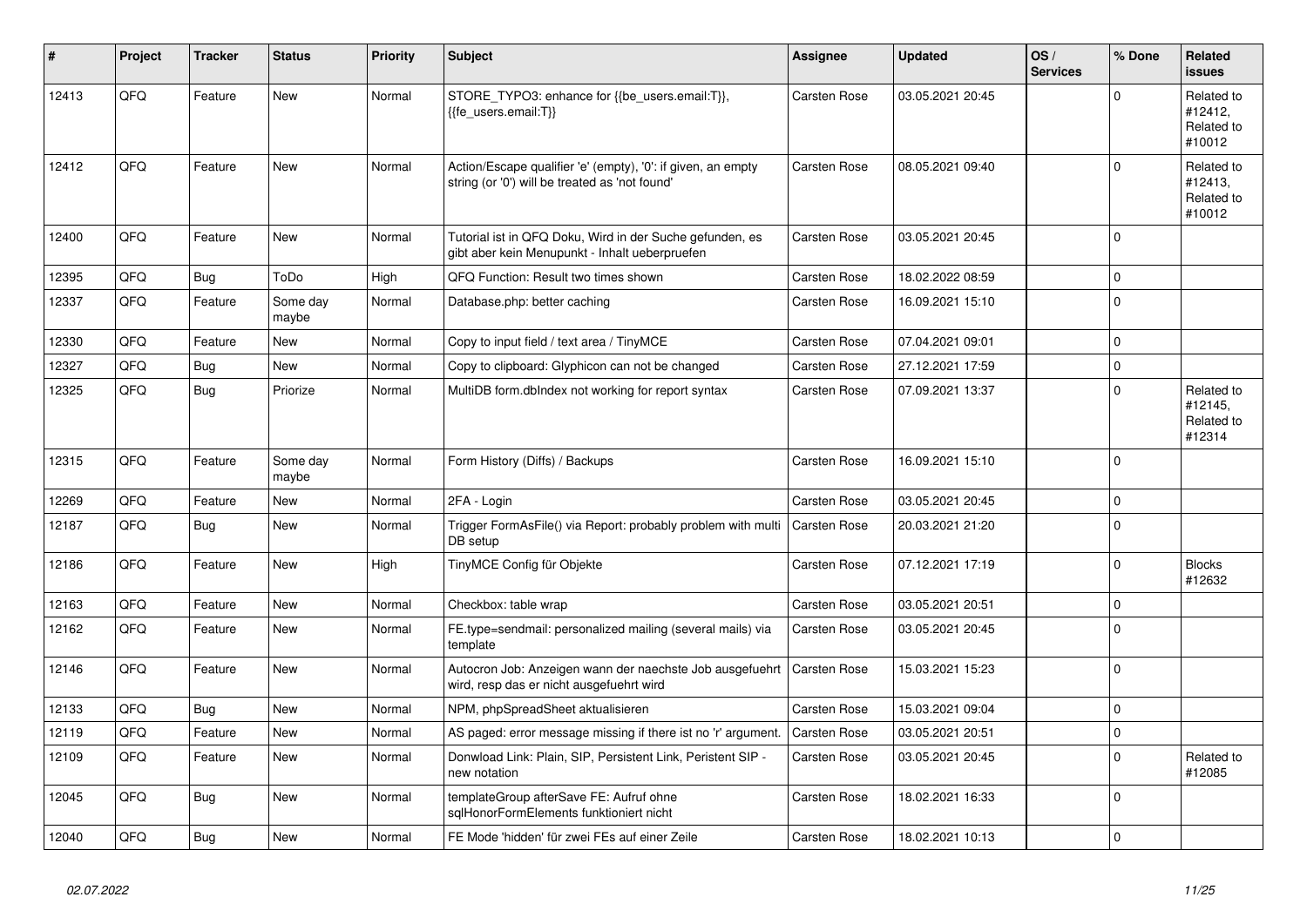| # | Project | Tracker | Status | Priority | Subject | Assignee | Updated | OS / Services | % Done | Related issues |
|---|---|---|---|---|---|---|---|---|---|---|
| 12413 | QFQ | Feature | New | Normal | STORE_TYPO3: enhance for {{be_users.email:T}}, {{fe_users.email:T}} | Carsten Rose | 03.05.2021 20:45 | | 0 | Related to #12412, Related to #10012 |
| 12412 | QFQ | Feature | New | Normal | Action/Escape qualifier 'e' (empty), '0': if given, an empty string (or '0') will be treated as 'not found' | Carsten Rose | 08.05.2021 09:40 | | 0 | Related to #12413, Related to #10012 |
| 12400 | QFQ | Feature | New | Normal | Tutorial ist in QFQ Doku, Wird in der Suche gefunden, es gibt aber kein Menupunkt - Inhalt ueberpruefen | Carsten Rose | 03.05.2021 20:45 | | 0 | |
| 12395 | QFQ | Bug | ToDo | High | QFQ Function: Result two times shown | Carsten Rose | 18.02.2022 08:59 | | 0 | |
| 12337 | QFQ | Feature | Some day maybe | Normal | Database.php: better caching | Carsten Rose | 16.09.2021 15:10 | | 0 | |
| 12330 | QFQ | Feature | New | Normal | Copy to input field / text area / TinyMCE | Carsten Rose | 07.04.2021 09:01 | | 0 | |
| 12327 | QFQ | Bug | New | Normal | Copy to clipboard: Glyphicon can not be changed | Carsten Rose | 27.12.2021 17:59 | | 0 | |
| 12325 | QFQ | Bug | Priorize | Normal | MultiDB form.dbIndex not working for report syntax | Carsten Rose | 07.09.2021 13:37 | | 0 | Related to #12145, Related to #12314 |
| 12315 | QFQ | Feature | Some day maybe | Normal | Form History (Diffs) / Backups | Carsten Rose | 16.09.2021 15:10 | | 0 | |
| 12269 | QFQ | Feature | New | Normal | 2FA - Login | Carsten Rose | 03.05.2021 20:45 | | 0 | |
| 12187 | QFQ | Bug | New | Normal | Trigger FormAsFile() via Report: probably problem with multi DB setup | Carsten Rose | 20.03.2021 21:20 | | 0 | |
| 12186 | QFQ | Feature | New | High | TinyMCE Config für Objekte | Carsten Rose | 07.12.2021 17:19 | | 0 | Blocks #12632 |
| 12163 | QFQ | Feature | New | Normal | Checkbox: table wrap | Carsten Rose | 03.05.2021 20:51 | | 0 | |
| 12162 | QFQ | Feature | New | Normal | FE.type=sendmail: personalized mailing (several mails) via template | Carsten Rose | 03.05.2021 20:45 | | 0 | |
| 12146 | QFQ | Feature | New | Normal | Autocron Job: Anzeigen wann der naechste Job ausgefuehrt wird, resp das er nicht ausgefuehrt wird | Carsten Rose | 15.03.2021 15:23 | | 0 | |
| 12133 | QFQ | Bug | New | Normal | NPM, phpSpreadSheet aktualisieren | Carsten Rose | 15.03.2021 09:04 | | 0 | |
| 12119 | QFQ | Feature | New | Normal | AS paged: error message missing if there ist no 'r' argument. | Carsten Rose | 03.05.2021 20:51 | | 0 | |
| 12109 | QFQ | Feature | New | Normal | Donwload Link: Plain, SIP, Persistent Link, Peristent SIP - new notation | Carsten Rose | 03.05.2021 20:45 | | 0 | Related to #12085 |
| 12045 | QFQ | Bug | New | Normal | templateGroup afterSave FE: Aufruf ohne sqlHonorFormElements funktioniert nicht | Carsten Rose | 18.02.2021 16:33 | | 0 | |
| 12040 | QFQ | Bug | New | Normal | FE Mode 'hidden' für zwei FEs auf einer Zeile | Carsten Rose | 18.02.2021 10:13 | | 0 | |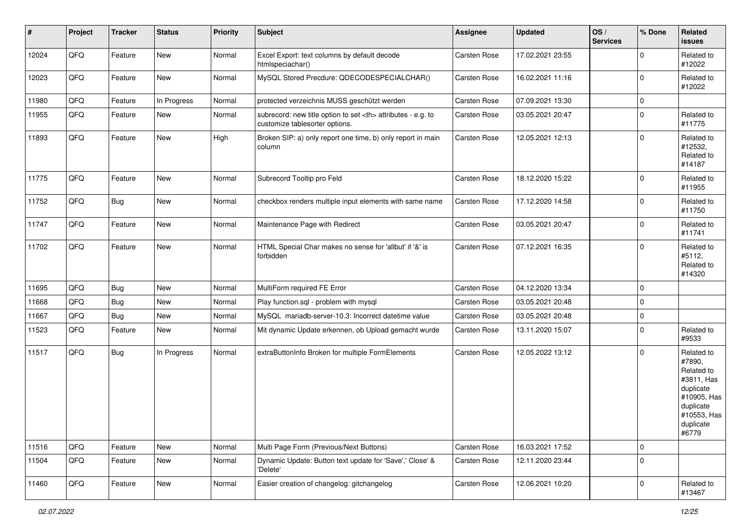| # | Project | Tracker | Status | Priority | Subject | Assignee | Updated | OS / Services | % Done | Related issues |
|---|---|---|---|---|---|---|---|---|---|---|
| 12024 | QFQ | Feature | New | Normal | Excel Export: text columns by default decode htmlspeciachar() | Carsten Rose | 17.02.2021 23:55 | | 0 | Related to #12022 |
| 12023 | QFQ | Feature | New | Normal | MySQL Stored Precdure: QDECODESPECIALCHAR() | Carsten Rose | 16.02.2021 11:16 | | 0 | Related to #12022 |
| 11980 | QFQ | Feature | In Progress | Normal | protected verzeichnis MUSS geschützt werden | Carsten Rose | 07.09.2021 13:30 | | 0 | |
| 11955 | QFQ | Feature | New | Normal | subrecord: new title option to set <th> attributes - e.g. to customize tablesorter options. | Carsten Rose | 03.05.2021 20:47 | | 0 | Related to #11775 |
| 11893 | QFQ | Feature | New | High | Broken SIP: a) only report one time, b) only report in main column | Carsten Rose | 12.05.2021 12:13 | | 0 | Related to #12532, Related to #14187 |
| 11775 | QFQ | Feature | New | Normal | Subrecord Tooltip pro Feld | Carsten Rose | 18.12.2020 15:22 | | 0 | Related to #11955 |
| 11752 | QFQ | Bug | New | Normal | checkbox renders multiple input elements with same name | Carsten Rose | 17.12.2020 14:58 | | 0 | Related to #11750 |
| 11747 | QFQ | Feature | New | Normal | Maintenance Page with Redirect | Carsten Rose | 03.05.2021 20:47 | | 0 | Related to #11741 |
| 11702 | QFQ | Feature | New | Normal | HTML Special Char makes no sense for 'allbut' if '&' is forbidden | Carsten Rose | 07.12.2021 16:35 | | 0 | Related to #5112, Related to #14320 |
| 11695 | QFQ | Bug | New | Normal | MultiForm required FE Error | Carsten Rose | 04.12.2020 13:34 | | 0 | |
| 11668 | QFQ | Bug | New | Normal | Play function.sql - problem with mysql | Carsten Rose | 03.05.2021 20:48 | | 0 | |
| 11667 | QFQ | Bug | New | Normal | MySQL mariadb-server-10.3: Incorrect datetime value | Carsten Rose | 03.05.2021 20:48 | | 0 | |
| 11523 | QFQ | Feature | New | Normal | Mit dynamic Update erkennen, ob Upload gemacht wurde | Carsten Rose | 13.11.2020 15:07 | | 0 | Related to #9533 |
| 11517 | QFQ | Bug | In Progress | Normal | extraButtonInfo Broken for multiple FormElements | Carsten Rose | 12.05.2022 13:12 | | 0 | Related to #7890, Related to #3811, Has duplicate #10905, Has duplicate #10553, Has duplicate #6779 |
| 11516 | QFQ | Feature | New | Normal | Multi Page Form (Previous/Next Buttons) | Carsten Rose | 16.03.2021 17:52 | | 0 | |
| 11504 | QFQ | Feature | New | Normal | Dynamic Update: Button text update for 'Save',' Close' & 'Delete' | Carsten Rose | 12.11.2020 23:44 | | 0 | |
| 11460 | QFQ | Feature | New | Normal | Easier creation of changelog: gitchangelog | Carsten Rose | 12.06.2021 10:20 | | 0 | Related to #13467 |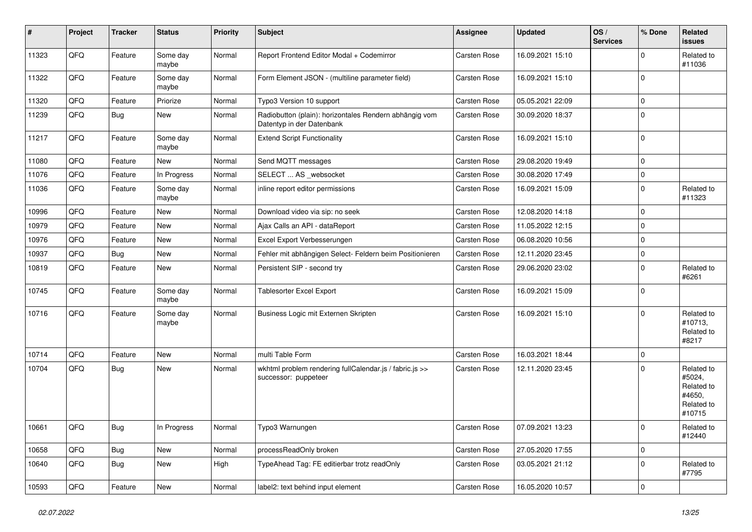| # | Project | Tracker | Status | Priority | Subject | Assignee | Updated | OS / Services | % Done | Related issues |
|---|---|---|---|---|---|---|---|---|---|---|
| 11323 | QFQ | Feature | Some day maybe | Normal | Report Frontend Editor Modal + Codemirror | Carsten Rose | 16.09.2021 15:10 | | 0 | Related to #11036 |
| 11322 | QFQ | Feature | Some day maybe | Normal | Form Element JSON - (multiline parameter field) | Carsten Rose | 16.09.2021 15:10 | | 0 | |
| 11320 | QFQ | Feature | Priorize | Normal | Typo3 Version 10 support | Carsten Rose | 05.05.2021 22:09 | | 0 | |
| 11239 | QFQ | Bug | New | Normal | Radiobutton (plain): horizontales Rendern abhängig vom Datentyp in der Datenbank | Carsten Rose | 30.09.2020 18:37 | | 0 | |
| 11217 | QFQ | Feature | Some day maybe | Normal | Extend Script Functionality | Carsten Rose | 16.09.2021 15:10 | | 0 | |
| 11080 | QFQ | Feature | New | Normal | Send MQTT messages | Carsten Rose | 29.08.2020 19:49 | | 0 | |
| 11076 | QFQ | Feature | In Progress | Normal | SELECT ... AS _websocket | Carsten Rose | 30.08.2020 17:49 | | 0 | |
| 11036 | QFQ | Feature | Some day maybe | Normal | inline report editor permissions | Carsten Rose | 16.09.2021 15:09 | | 0 | Related to #11323 |
| 10996 | QFQ | Feature | New | Normal | Download video via sip: no seek | Carsten Rose | 12.08.2020 14:18 | | 0 | |
| 10979 | QFQ | Feature | New | Normal | Ajax Calls an API - dataReport | Carsten Rose | 11.05.2022 12:15 | | 0 | |
| 10976 | QFQ | Feature | New | Normal | Excel Export Verbesserungen | Carsten Rose | 06.08.2020 10:56 | | 0 | |
| 10937 | QFQ | Bug | New | Normal | Fehler mit abhängigen Select- Feldern beim Positionieren | Carsten Rose | 12.11.2020 23:45 | | 0 | |
| 10819 | QFQ | Feature | New | Normal | Persistent SIP - second try | Carsten Rose | 29.06.2020 23:02 | | 0 | Related to #6261 |
| 10745 | QFQ | Feature | Some day maybe | Normal | Tablesorter Excel Export | Carsten Rose | 16.09.2021 15:09 | | 0 | |
| 10716 | QFQ | Feature | Some day maybe | Normal | Business Logic mit Externen Skripten | Carsten Rose | 16.09.2021 15:10 | | 0 | Related to #10713, Related to #8217 |
| 10714 | QFQ | Feature | New | Normal | multi Table Form | Carsten Rose | 16.03.2021 18:44 | | 0 | |
| 10704 | QFQ | Bug | New | Normal | wkhtml problem rendering fullCalendar.js / fabric.js >> successor: puppeteer | Carsten Rose | 12.11.2020 23:45 | | 0 | Related to #5024, Related to #4650, Related to #10715 |
| 10661 | QFQ | Bug | In Progress | Normal | Typo3 Warnungen | Carsten Rose | 07.09.2021 13:23 | | 0 | Related to #12440 |
| 10658 | QFQ | Bug | New | Normal | processReadOnly broken | Carsten Rose | 27.05.2020 17:55 | | 0 | |
| 10640 | QFQ | Bug | New | High | TypeAhead Tag: FE editierbar trotz readOnly | Carsten Rose | 03.05.2021 21:12 | | 0 | Related to #7795 |
| 10593 | QFQ | Feature | New | Normal | label2: text behind input element | Carsten Rose | 16.05.2020 10:57 | | 0 | |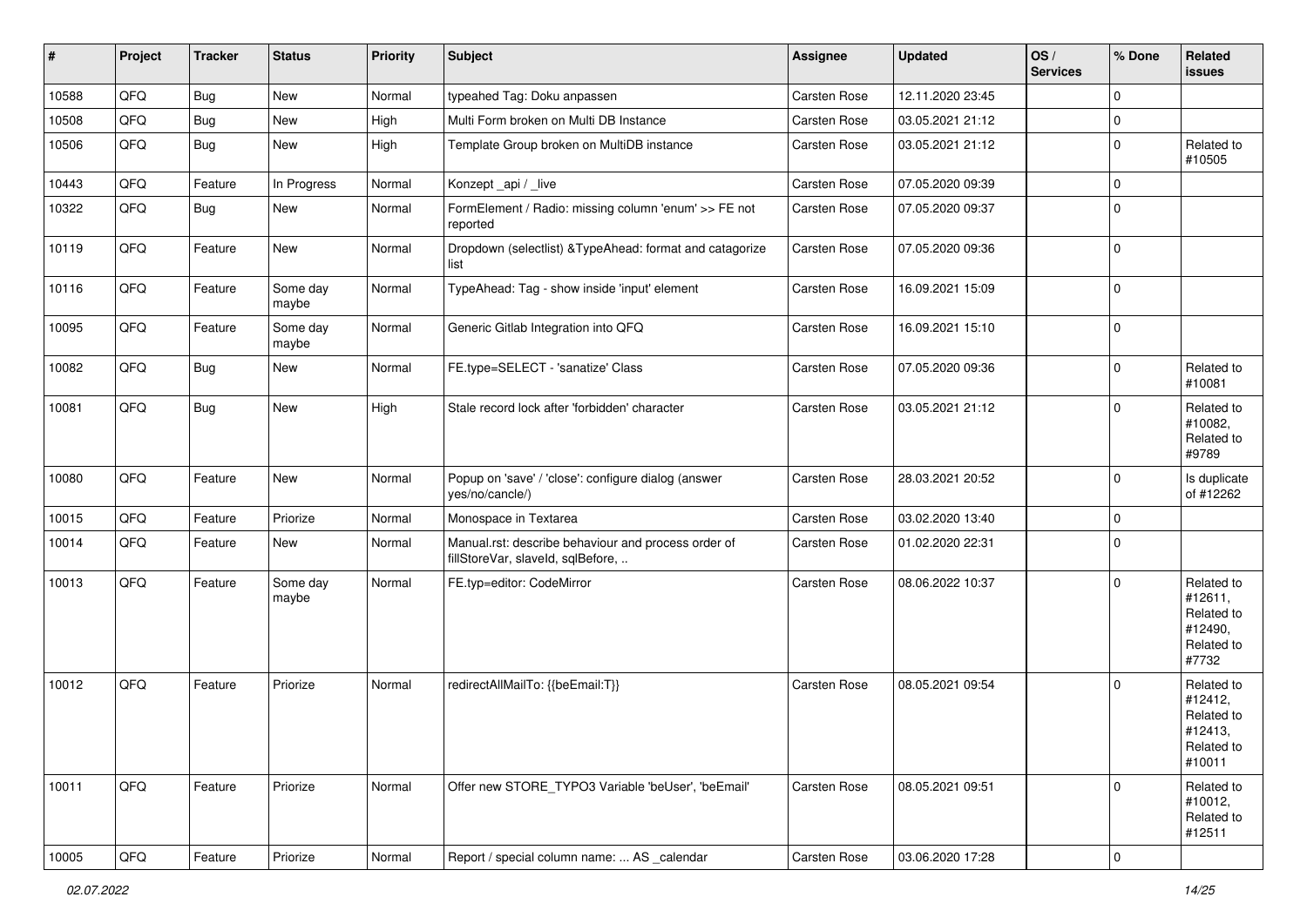| # | Project | Tracker | Status | Priority | Subject | Assignee | Updated | OS / Services | % Done | Related issues |
|---|---|---|---|---|---|---|---|---|---|---|
| 10588 | QFQ | Bug | New | Normal | typeahed Tag: Doku anpassen | Carsten Rose | 12.11.2020 23:45 | | 0 | |
| 10508 | QFQ | Bug | New | High | Multi Form broken on Multi DB Instance | Carsten Rose | 03.05.2021 21:12 | | 0 | |
| 10506 | QFQ | Bug | New | High | Template Group broken on MultiDB instance | Carsten Rose | 03.05.2021 21:12 | | 0 | Related to #10505 |
| 10443 | QFQ | Feature | In Progress | Normal | Konzept _api / _live | Carsten Rose | 07.05.2020 09:39 | | 0 | |
| 10322 | QFQ | Bug | New | Normal | FormElement / Radio: missing column 'enum' >> FE not reported | Carsten Rose | 07.05.2020 09:37 | | 0 | |
| 10119 | QFQ | Feature | New | Normal | Dropdown (selectlist) &TypeAhead: format and catagorize list | Carsten Rose | 07.05.2020 09:36 | | 0 | |
| 10116 | QFQ | Feature | Some day maybe | Normal | TypeAhead: Tag - show inside 'input' element | Carsten Rose | 16.09.2021 15:09 | | 0 | |
| 10095 | QFQ | Feature | Some day maybe | Normal | Generic Gitlab Integration into QFQ | Carsten Rose | 16.09.2021 15:10 | | 0 | |
| 10082 | QFQ | Bug | New | Normal | FE.type=SELECT - 'sanatize' Class | Carsten Rose | 07.05.2020 09:36 | | 0 | Related to #10081 |
| 10081 | QFQ | Bug | New | High | Stale record lock after 'forbidden' character | Carsten Rose | 03.05.2021 21:12 | | 0 | Related to #10082, Related to #9789 |
| 10080 | QFQ | Feature | New | Normal | Popup on 'save' / 'close': configure dialog (answer yes/no/cancle/) | Carsten Rose | 28.03.2021 20:52 | | 0 | Is duplicate of #12262 |
| 10015 | QFQ | Feature | Priorize | Normal | Monospace in Textarea | Carsten Rose | 03.02.2020 13:40 | | 0 | |
| 10014 | QFQ | Feature | New | Normal | Manual.rst: describe behaviour and process order of fillStoreVar, slaveId, sqlBefore, .. | Carsten Rose | 01.02.2020 22:31 | | 0 | |
| 10013 | QFQ | Feature | Some day maybe | Normal | FE.typ=editor: CodeMirror | Carsten Rose | 08.06.2022 10:37 | | 0 | Related to #12611, Related to #12490, Related to #7732 |
| 10012 | QFQ | Feature | Priorize | Normal | redirectAllMailTo: {{beEmail:T}} | Carsten Rose | 08.05.2021 09:54 | | 0 | Related to #12412, Related to #12413, Related to #10011 |
| 10011 | QFQ | Feature | Priorize | Normal | Offer new STORE_TYPO3 Variable 'beUser', 'beEmail' | Carsten Rose | 08.05.2021 09:51 | | 0 | Related to #10012, Related to #12511 |
| 10005 | QFQ | Feature | Priorize | Normal | Report / special column name: ... AS _calendar | Carsten Rose | 03.06.2020 17:28 | | 0 | |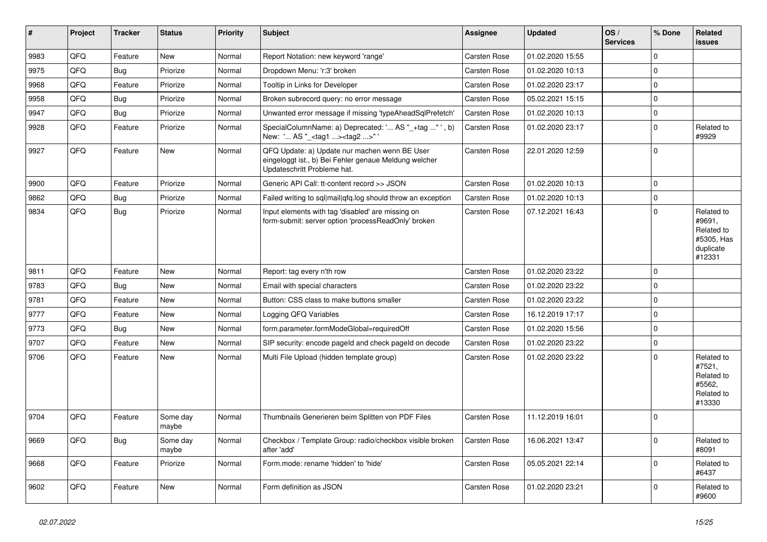| # | Project | Tracker | Status | Priority | Subject | Assignee | Updated | OS / Services | % Done | Related issues |
|---|---|---|---|---|---|---|---|---|---|---|
| 9983 | QFQ | Feature | New | Normal | Report Notation: new keyword 'range' | Carsten Rose | 01.02.2020 15:55 | | 0 | |
| 9975 | QFQ | Bug | Priorize | Normal | Dropdown Menu: 'r:3' broken | Carsten Rose | 01.02.2020 10:13 | | 0 | |
| 9968 | QFQ | Feature | Priorize | Normal | Tooltip in Links for Developer | Carsten Rose | 01.02.2020 23:17 | | 0 | |
| 9958 | QFQ | Bug | Priorize | Normal | Broken subrecord query: no error message | Carsten Rose | 05.02.2021 15:15 | | 0 | |
| 9947 | QFQ | Bug | Priorize | Normal | Unwanted error message if missing 'typeAheadSqlPrefetch' | Carsten Rose | 01.02.2020 10:13 | | 0 | |
| 9928 | QFQ | Feature | Priorize | Normal | SpecialColumnName: a) Deprecated: '... AS "_+tag ..." ', b) New: '... AS "_<tag1 ...><tag2 ...>" ' | Carsten Rose | 01.02.2020 23:17 | | 0 | Related to #9929 |
| 9927 | QFQ | Feature | New | Normal | QFQ Update: a) Update nur machen wenn BE User eingeloggt ist., b) Bei Fehler genaue Meldung welcher Updateschritt Probleme hat. | Carsten Rose | 22.01.2020 12:59 | | 0 | |
| 9900 | QFQ | Feature | Priorize | Normal | Generic API Call: tt-content record >> JSON | Carsten Rose | 01.02.2020 10:13 | | 0 | |
| 9862 | QFQ | Bug | Priorize | Normal | Failed writing to sql\|mail\|qfq.log should throw an exception | Carsten Rose | 01.02.2020 10:13 | | 0 | |
| 9834 | QFQ | Bug | Priorize | Normal | Input elements with tag 'disabled' are missing on form-submit: server option 'processReadOnly' broken | Carsten Rose | 07.12.2021 16:43 | | 0 | Related to #9691, Related to #5305, Has duplicate #12331 |
| 9811 | QFQ | Feature | New | Normal | Report: tag every n'th row | Carsten Rose | 01.02.2020 23:22 | | 0 | |
| 9783 | QFQ | Bug | New | Normal | Email with special characters | Carsten Rose | 01.02.2020 23:22 | | 0 | |
| 9781 | QFQ | Feature | New | Normal | Button: CSS class to make buttons smaller | Carsten Rose | 01.02.2020 23:22 | | 0 | |
| 9777 | QFQ | Feature | New | Normal | Logging QFQ Variables | Carsten Rose | 16.12.2019 17:17 | | 0 | |
| 9773 | QFQ | Bug | New | Normal | form.parameter.formModeGlobal=requiredOff | Carsten Rose | 01.02.2020 15:56 | | 0 | |
| 9707 | QFQ | Feature | New | Normal | SIP security: encode pageId and check pageId on decode | Carsten Rose | 01.02.2020 23:22 | | 0 | |
| 9706 | QFQ | Feature | New | Normal | Multi File Upload (hidden template group) | Carsten Rose | 01.02.2020 23:22 | | 0 | Related to #7521, Related to #5562, Related to #13330 |
| 9704 | QFQ | Feature | Some day maybe | Normal | Thumbnails Generieren beim Splitten von PDF Files | Carsten Rose | 11.12.2019 16:01 | | 0 | |
| 9669 | QFQ | Bug | Some day maybe | Normal | Checkbox / Template Group: radio/checkbox visible broken after 'add' | Carsten Rose | 16.06.2021 13:47 | | 0 | Related to #8091 |
| 9668 | QFQ | Feature | Priorize | Normal | Form.mode: rename 'hidden' to 'hide' | Carsten Rose | 05.05.2021 22:14 | | 0 | Related to #6437 |
| 9602 | QFQ | Feature | New | Normal | Form definition as JSON | Carsten Rose | 01.02.2020 23:21 | | 0 | Related to #9600 |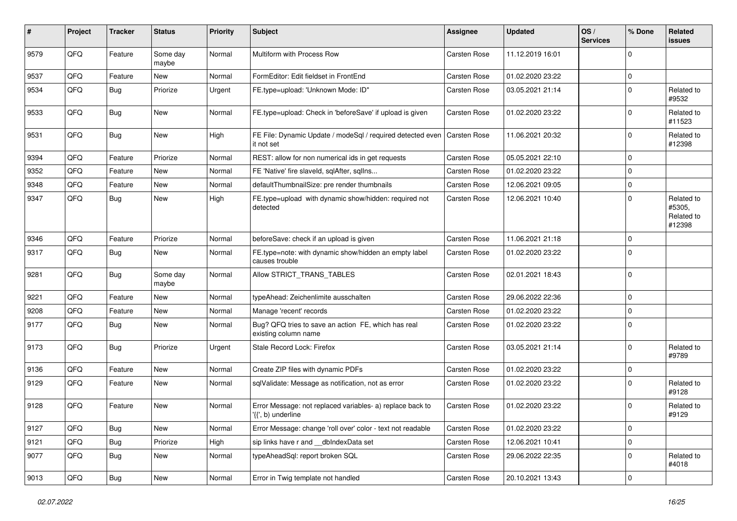| # | Project | Tracker | Status | Priority | Subject | Assignee | Updated | OS / Services | % Done | Related issues |
|---|---|---|---|---|---|---|---|---|---|---|
| 9579 | QFQ | Feature | Some day maybe | Normal | Multiform with Process Row | Carsten Rose | 11.12.2019 16:01 | | 0 | |
| 9537 | QFQ | Feature | New | Normal | FormEditor: Edit fieldset in FrontEnd | Carsten Rose | 01.02.2020 23:22 | | 0 | |
| 9534 | QFQ | Bug | Priorize | Urgent | FE.type=upload: 'Unknown Mode: ID" | Carsten Rose | 03.05.2021 21:14 | | 0 | Related to #9532 |
| 9533 | QFQ | Bug | New | Normal | FE.type=upload: Check in 'beforeSave' if upload is given | Carsten Rose | 01.02.2020 23:22 | | 0 | Related to #11523 |
| 9531 | QFQ | Bug | New | High | FE File: Dynamic Update / modeSql / required detected even it not set | Carsten Rose | 11.06.2021 20:32 | | 0 | Related to #12398 |
| 9394 | QFQ | Feature | Priorize | Normal | REST: allow for non numerical ids in get requests | Carsten Rose | 05.05.2021 22:10 | | 0 | |
| 9352 | QFQ | Feature | New | Normal | FE 'Native' fire slaveId, sqlAfter, sqlIns... | Carsten Rose | 01.02.2020 23:22 | | 0 | |
| 9348 | QFQ | Feature | New | Normal | defaultThumbnailSize: pre render thumbnails | Carsten Rose | 12.06.2021 09:05 | | 0 | |
| 9347 | QFQ | Bug | New | High | FE.type=upload with dynamic show/hidden: required not detected | Carsten Rose | 12.06.2021 10:40 | | 0 | Related to #5305, Related to #12398 |
| 9346 | QFQ | Feature | Priorize | Normal | beforeSave: check if an upload is given | Carsten Rose | 11.06.2021 21:18 | | 0 | |
| 9317 | QFQ | Bug | New | Normal | FE.type=note: with dynamic show/hidden an empty label causes trouble | Carsten Rose | 01.02.2020 23:22 | | 0 | |
| 9281 | QFQ | Bug | Some day maybe | Normal | Allow STRICT_TRANS_TABLES | Carsten Rose | 02.01.2021 18:43 | | 0 | |
| 9221 | QFQ | Feature | New | Normal | typeAhead: Zeichenlimite ausschalten | Carsten Rose | 29.06.2022 22:36 | | 0 | |
| 9208 | QFQ | Feature | New | Normal | Manage 'recent' records | Carsten Rose | 01.02.2020 23:22 | | 0 | |
| 9177 | QFQ | Bug | New | Normal | Bug? QFQ tries to save an action FE, which has real existing column name | Carsten Rose | 01.02.2020 23:22 | | 0 | |
| 9173 | QFQ | Bug | Priorize | Urgent | Stale Record Lock: Firefox | Carsten Rose | 03.05.2021 21:14 | | 0 | Related to #9789 |
| 9136 | QFQ | Feature | New | Normal | Create ZIP files with dynamic PDFs | Carsten Rose | 01.02.2020 23:22 | | 0 | |
| 9129 | QFQ | Feature | New | Normal | sqlValidate: Message as notification, not as error | Carsten Rose | 01.02.2020 23:22 | | 0 | Related to #9128 |
| 9128 | QFQ | Feature | New | Normal | Error Message: not replaced variables- a) replace back to '{{', b) underline | Carsten Rose | 01.02.2020 23:22 | | 0 | Related to #9129 |
| 9127 | QFQ | Bug | New | Normal | Error Message: change 'roll over' color - text not readable | Carsten Rose | 01.02.2020 23:22 | | 0 | |
| 9121 | QFQ | Bug | Priorize | High | sip links have r and __dbIndexData set | Carsten Rose | 12.06.2021 10:41 | | 0 | |
| 9077 | QFQ | Bug | New | Normal | typeAheadSql: report broken SQL | Carsten Rose | 29.06.2022 22:35 | | 0 | Related to #4018 |
| 9013 | QFQ | Bug | New | Normal | Error in Twig template not handled | Carsten Rose | 20.10.2021 13:43 | | 0 | |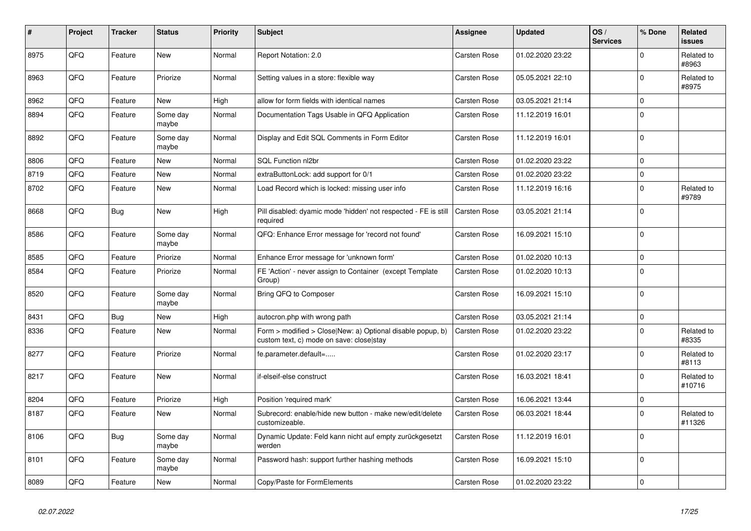| # | Project | Tracker | Status | Priority | Subject | Assignee | Updated | OS / Services | % Done | Related issues |
|---|---|---|---|---|---|---|---|---|---|---|
| 8975 | QFQ | Feature | New | Normal | Report Notation: 2.0 | Carsten Rose | 01.02.2020 23:22 | | 0 | Related to #8963 |
| 8963 | QFQ | Feature | Priorize | Normal | Setting values in a store: flexible way | Carsten Rose | 05.05.2021 22:10 | | 0 | Related to #8975 |
| 8962 | QFQ | Feature | New | High | allow for form fields with identical names | Carsten Rose | 03.05.2021 21:14 | | 0 | |
| 8894 | QFQ | Feature | Some day maybe | Normal | Documentation Tags Usable in QFQ Application | Carsten Rose | 11.12.2019 16:01 | | 0 | |
| 8892 | QFQ | Feature | Some day maybe | Normal | Display and Edit SQL Comments in Form Editor | Carsten Rose | 11.12.2019 16:01 | | 0 | |
| 8806 | QFQ | Feature | New | Normal | SQL Function nl2br | Carsten Rose | 01.02.2020 23:22 | | 0 | |
| 8719 | QFQ | Feature | New | Normal | extraButtonLock: add support for 0/1 | Carsten Rose | 01.02.2020 23:22 | | 0 | |
| 8702 | QFQ | Feature | New | Normal | Load Record which is locked: missing user info | Carsten Rose | 11.12.2019 16:16 | | 0 | Related to #9789 |
| 8668 | QFQ | Bug | New | High | Pill disabled: dyamic mode 'hidden' not respected - FE is still required | Carsten Rose | 03.05.2021 21:14 | | 0 | |
| 8586 | QFQ | Feature | Some day maybe | Normal | QFQ: Enhance Error message for 'record not found' | Carsten Rose | 16.09.2021 15:10 | | 0 | |
| 8585 | QFQ | Feature | Priorize | Normal | Enhance Error message for 'unknown form' | Carsten Rose | 01.02.2020 10:13 | | 0 | |
| 8584 | QFQ | Feature | Priorize | Normal | FE 'Action' - never assign to Container (except Template Group) | Carsten Rose | 01.02.2020 10:13 | | 0 | |
| 8520 | QFQ | Feature | Some day maybe | Normal | Bring QFQ to Composer | Carsten Rose | 16.09.2021 15:10 | | 0 | |
| 8431 | QFQ | Bug | New | High | autocron.php with wrong path | Carsten Rose | 03.05.2021 21:14 | | 0 | |
| 8336 | QFQ | Feature | New | Normal | Form > modified > Close\|New: a) Optional disable popup, b) custom text, c) mode on save: close\|stay | Carsten Rose | 01.02.2020 23:22 | | 0 | Related to #8335 |
| 8277 | QFQ | Feature | Priorize | Normal | fe.parameter.default=..... | Carsten Rose | 01.02.2020 23:17 | | 0 | Related to #8113 |
| 8217 | QFQ | Feature | New | Normal | if-elseif-else construct | Carsten Rose | 16.03.2021 18:41 | | 0 | Related to #10716 |
| 8204 | QFQ | Feature | Priorize | High | Position 'required mark' | Carsten Rose | 16.06.2021 13:44 | | 0 | |
| 8187 | QFQ | Feature | New | Normal | Subrecord: enable/hide new button - make new/edit/delete customizeable. | Carsten Rose | 06.03.2021 18:44 | | 0 | Related to #11326 |
| 8106 | QFQ | Bug | Some day maybe | Normal | Dynamic Update: Feld kann nicht auf empty zurückgesetzt werden | Carsten Rose | 11.12.2019 16:01 | | 0 | |
| 8101 | QFQ | Feature | Some day maybe | Normal | Password hash: support further hashing methods | Carsten Rose | 16.09.2021 15:10 | | 0 | |
| 8089 | QFQ | Feature | New | Normal | Copy/Paste for FormElements | Carsten Rose | 01.02.2020 23:22 | | 0 | |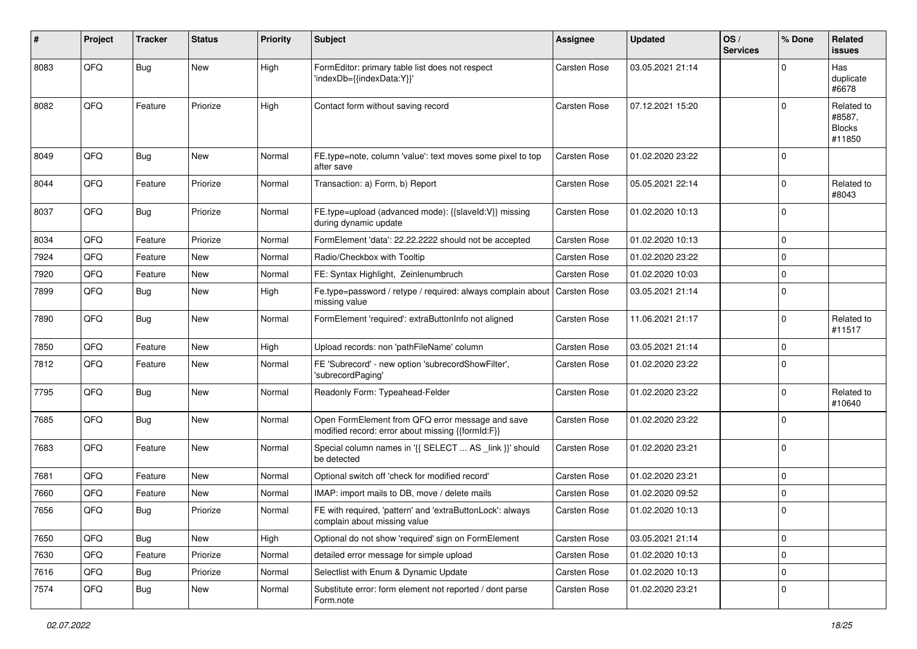| # | Project | Tracker | Status | Priority | Subject | Assignee | Updated | OS / Services | % Done | Related issues |
|---|---|---|---|---|---|---|---|---|---|---|
| 8083 | QFQ | Bug | New | High | FormEditor: primary table list does not respect 'indexDb={{indexData:Y}}' | Carsten Rose | 03.05.2021 21:14 | | 0 | Has duplicate #6678 |
| 8082 | QFQ | Feature | Priorize | High | Contact form without saving record | Carsten Rose | 07.12.2021 15:20 | | 0 | Related to #8587, Blocks #11850 |
| 8049 | QFQ | Bug | New | Normal | FE.type=note, column 'value': text moves some pixel to top after save | Carsten Rose | 01.02.2020 23:22 | | 0 | |
| 8044 | QFQ | Feature | Priorize | Normal | Transaction: a) Form, b) Report | Carsten Rose | 05.05.2021 22:14 | | 0 | Related to #8043 |
| 8037 | QFQ | Bug | Priorize | Normal | FE.type=upload (advanced mode): {{slaveId:V}} missing during dynamic update | Carsten Rose | 01.02.2020 10:13 | | 0 | |
| 8034 | QFQ | Feature | Priorize | Normal | FormElement 'data': 22.22.2222 should not be accepted | Carsten Rose | 01.02.2020 10:13 | | 0 | |
| 7924 | QFQ | Feature | New | Normal | Radio/Checkbox with Tooltip | Carsten Rose | 01.02.2020 23:22 | | 0 | |
| 7920 | QFQ | Feature | New | Normal | FE: Syntax Highlight, Zeinlenumbruch | Carsten Rose | 01.02.2020 10:03 | | 0 | |
| 7899 | QFQ | Bug | New | High | Fe.type=password / retype / required: always complain about missing value | Carsten Rose | 03.05.2021 21:14 | | 0 | |
| 7890 | QFQ | Bug | New | Normal | FormElement 'required': extraButtonInfo not aligned | Carsten Rose | 11.06.2021 21:17 | | 0 | Related to #11517 |
| 7850 | QFQ | Feature | New | High | Upload records: non 'pathFileName' column | Carsten Rose | 03.05.2021 21:14 | | 0 | |
| 7812 | QFQ | Feature | New | Normal | FE 'Subrecord' - new option 'subrecordShowFilter', 'subrecordPaging' | Carsten Rose | 01.02.2020 23:22 | | 0 | |
| 7795 | QFQ | Bug | New | Normal | Readonly Form: Typeahead-Felder | Carsten Rose | 01.02.2020 23:22 | | 0 | Related to #10640 |
| 7685 | QFQ | Bug | New | Normal | Open FormElement from QFQ error message and save modified record: error about missing {{formId:F}} | Carsten Rose | 01.02.2020 23:22 | | 0 | |
| 7683 | QFQ | Feature | New | Normal | Special column names in '{{ SELECT ... AS _link }}' should be detected | Carsten Rose | 01.02.2020 23:21 | | 0 | |
| 7681 | QFQ | Feature | New | Normal | Optional switch off 'check for modified record' | Carsten Rose | 01.02.2020 23:21 | | 0 | |
| 7660 | QFQ | Feature | New | Normal | IMAP: import mails to DB, move / delete mails | Carsten Rose | 01.02.2020 09:52 | | 0 | |
| 7656 | QFQ | Bug | Priorize | Normal | FE with required, 'pattern' and 'extraButtonLock': always complain about missing value | Carsten Rose | 01.02.2020 10:13 | | 0 | |
| 7650 | QFQ | Bug | New | High | Optional do not show 'required' sign on FormElement | Carsten Rose | 03.05.2021 21:14 | | 0 | |
| 7630 | QFQ | Feature | Priorize | Normal | detailed error message for simple upload | Carsten Rose | 01.02.2020 10:13 | | 0 | |
| 7616 | QFQ | Bug | Priorize | Normal | Selectlist with Enum & Dynamic Update | Carsten Rose | 01.02.2020 10:13 | | 0 | |
| 7574 | QFQ | Bug | New | Normal | Substitute error: form element not reported / dont parse Form.note | Carsten Rose | 01.02.2020 23:21 | | 0 | |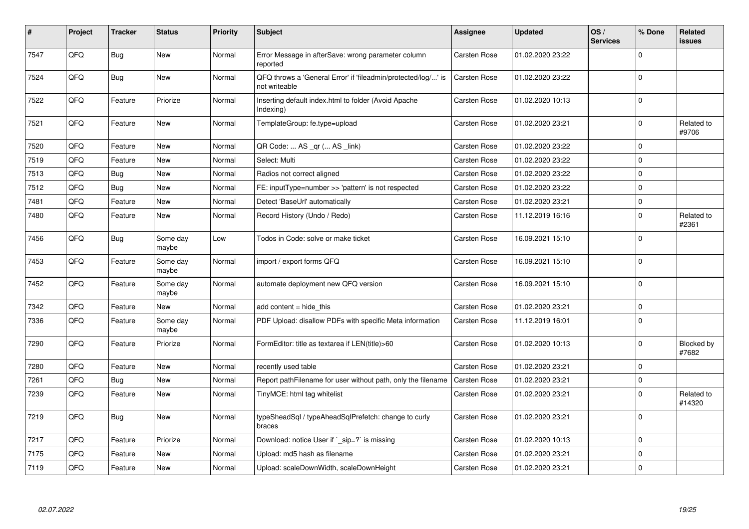| # | Project | Tracker | Status | Priority | Subject | Assignee | Updated | OS / Services | % Done | Related issues |
|---|---|---|---|---|---|---|---|---|---|---|
| 7547 | QFQ | Bug | New | Normal | Error Message in afterSave: wrong parameter column reported | Carsten Rose | 01.02.2020 23:22 | | 0 | |
| 7524 | QFQ | Bug | New | Normal | QFQ throws a 'General Error' if 'fileadmin/protected/log/...' is not writeable | Carsten Rose | 01.02.2020 23:22 | | 0 | |
| 7522 | QFQ | Feature | Priorize | Normal | Inserting default index.html to folder (Avoid Apache Indexing) | Carsten Rose | 01.02.2020 10:13 | | 0 | |
| 7521 | QFQ | Feature | New | Normal | TemplateGroup: fe.type=upload | Carsten Rose | 01.02.2020 23:21 | | 0 | Related to #9706 |
| 7520 | QFQ | Feature | New | Normal | QR Code: ... AS _qr (... AS _link) | Carsten Rose | 01.02.2020 23:22 | | 0 | |
| 7519 | QFQ | Feature | New | Normal | Select: Multi | Carsten Rose | 01.02.2020 23:22 | | 0 | |
| 7513 | QFQ | Bug | New | Normal | Radios not correct aligned | Carsten Rose | 01.02.2020 23:22 | | 0 | |
| 7512 | QFQ | Bug | New | Normal | FE: inputType=number >> 'pattern' is not respected | Carsten Rose | 01.02.2020 23:22 | | 0 | |
| 7481 | QFQ | Feature | New | Normal | Detect 'BaseUrl' automatically | Carsten Rose | 01.02.2020 23:21 | | 0 | |
| 7480 | QFQ | Feature | New | Normal | Record History (Undo / Redo) | Carsten Rose | 11.12.2019 16:16 | | 0 | Related to #2361 |
| 7456 | QFQ | Bug | Some day maybe | Low | Todos in Code: solve or make ticket | Carsten Rose | 16.09.2021 15:10 | | 0 | |
| 7453 | QFQ | Feature | Some day maybe | Normal | import / export forms QFQ | Carsten Rose | 16.09.2021 15:10 | | 0 | |
| 7452 | QFQ | Feature | Some day maybe | Normal | automate deployment new QFQ version | Carsten Rose | 16.09.2021 15:10 | | 0 | |
| 7342 | QFQ | Feature | New | Normal | add content = hide_this | Carsten Rose | 01.02.2020 23:21 | | 0 | |
| 7336 | QFQ | Feature | Some day maybe | Normal | PDF Upload: disallow PDFs with specific Meta information | Carsten Rose | 11.12.2019 16:01 | | 0 | |
| 7290 | QFQ | Feature | Priorize | Normal | FormEditor: title as textarea if LEN(title)>60 | Carsten Rose | 01.02.2020 10:13 | | 0 | Blocked by #7682 |
| 7280 | QFQ | Feature | New | Normal | recently used table | Carsten Rose | 01.02.2020 23:21 | | 0 | |
| 7261 | QFQ | Bug | New | Normal | Report pathFilename for user without path, only the filename | Carsten Rose | 01.02.2020 23:21 | | 0 | |
| 7239 | QFQ | Feature | New | Normal | TinyMCE: html tag whitelist | Carsten Rose | 01.02.2020 23:21 | | 0 | Related to #14320 |
| 7219 | QFQ | Bug | New | Normal | typeSheadSql / typeAheadSqlPrefetch: change to curly braces | Carsten Rose | 01.02.2020 23:21 | | 0 | |
| 7217 | QFQ | Feature | Priorize | Normal | Download: notice User if `_sip=?` is missing | Carsten Rose | 01.02.2020 10:13 | | 0 | |
| 7175 | QFQ | Feature | New | Normal | Upload: md5 hash as filename | Carsten Rose | 01.02.2020 23:21 | | 0 | |
| 7119 | QFQ | Feature | New | Normal | Upload: scaleDownWidth, scaleDownHeight | Carsten Rose | 01.02.2020 23:21 | | 0 | |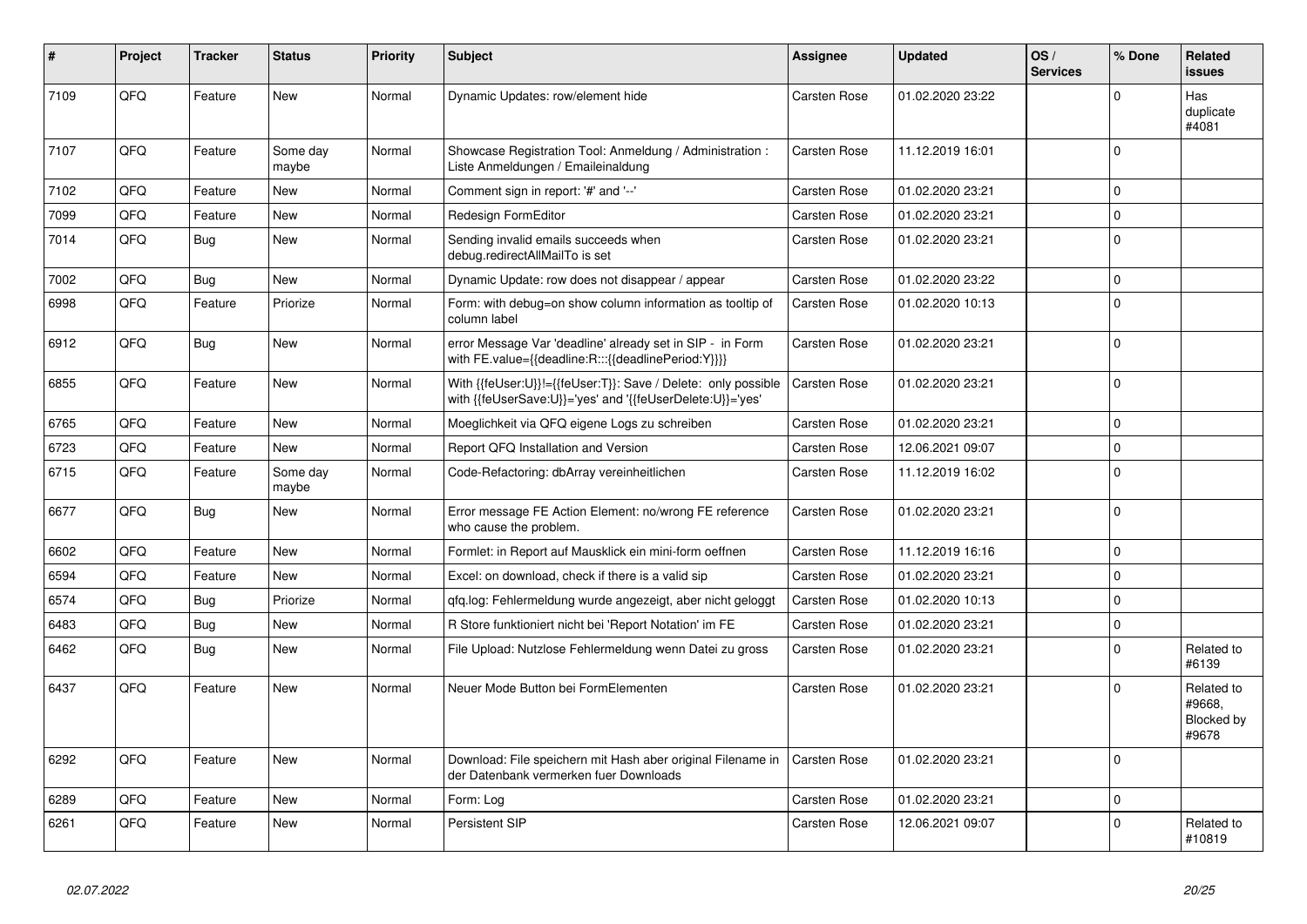| # | Project | Tracker | Status | Priority | Subject | Assignee | Updated | OS / Services | % Done | Related issues |
|---|---|---|---|---|---|---|---|---|---|---|
| 7109 | QFQ | Feature | New | Normal | Dynamic Updates: row/element hide | Carsten Rose | 01.02.2020 23:22 | | 0 | Has duplicate #4081 |
| 7107 | QFQ | Feature | Some day maybe | Normal | Showcase Registration Tool: Anmeldung / Administration : Liste Anmeldungen / Emaileinaldung | Carsten Rose | 11.12.2019 16:01 | | 0 | |
| 7102 | QFQ | Feature | New | Normal | Comment sign in report: '#' and '--' | Carsten Rose | 01.02.2020 23:21 | | 0 | |
| 7099 | QFQ | Feature | New | Normal | Redesign FormEditor | Carsten Rose | 01.02.2020 23:21 | | 0 | |
| 7014 | QFQ | Bug | New | Normal | Sending invalid emails succeeds when debug.redirectAllMailTo is set | Carsten Rose | 01.02.2020 23:21 | | 0 | |
| 7002 | QFQ | Bug | New | Normal | Dynamic Update: row does not disappear / appear | Carsten Rose | 01.02.2020 23:22 | | 0 | |
| 6998 | QFQ | Feature | Priorize | Normal | Form: with debug=on show column information as tooltip of column label | Carsten Rose | 01.02.2020 10:13 | | 0 | |
| 6912 | QFQ | Bug | New | Normal | error Message Var 'deadline' already set in SIP - in Form with FE.value={{deadline:R:::{{deadlinePeriod:Y}}}} | Carsten Rose | 01.02.2020 23:21 | | 0 | |
| 6855 | QFQ | Feature | New | Normal | With {{feUser:U}}!={{feUser:T}}: Save / Delete: only possible with {{feUserSave:U}}='yes' and '{{feUserDelete:U}}='yes' | Carsten Rose | 01.02.2020 23:21 | | 0 | |
| 6765 | QFQ | Feature | New | Normal | Moeglichkeit via QFQ eigene Logs zu schreiben | Carsten Rose | 01.02.2020 23:21 | | 0 | |
| 6723 | QFQ | Feature | New | Normal | Report QFQ Installation and Version | Carsten Rose | 12.06.2021 09:07 | | 0 | |
| 6715 | QFQ | Feature | Some day maybe | Normal | Code-Refactoring: dbArray vereinheitlichen | Carsten Rose | 11.12.2019 16:02 | | 0 | |
| 6677 | QFQ | Bug | New | Normal | Error message FE Action Element: no/wrong FE reference who cause the problem. | Carsten Rose | 01.02.2020 23:21 | | 0 | |
| 6602 | QFQ | Feature | New | Normal | Formlet: in Report auf Mausklick ein mini-form oeffnen | Carsten Rose | 11.12.2019 16:16 | | 0 | |
| 6594 | QFQ | Feature | New | Normal | Excel: on download, check if there is a valid sip | Carsten Rose | 01.02.2020 23:21 | | 0 | |
| 6574 | QFQ | Bug | Priorize | Normal | qfq.log: Fehlermeldung wurde angezeigt, aber nicht geloggt | Carsten Rose | 01.02.2020 10:13 | | 0 | |
| 6483 | QFQ | Bug | New | Normal | R Store funktioniert nicht bei 'Report Notation' im FE | Carsten Rose | 01.02.2020 23:21 | | 0 | |
| 6462 | QFQ | Bug | New | Normal | File Upload: Nutzlose Fehlermeldung wenn Datei zu gross | Carsten Rose | 01.02.2020 23:21 | | 0 | Related to #6139 |
| 6437 | QFQ | Feature | New | Normal | Neuer Mode Button bei FormElementen | Carsten Rose | 01.02.2020 23:21 | | 0 | Related to #9668, Blocked by #9678 |
| 6292 | QFQ | Feature | New | Normal | Download: File speichern mit Hash aber original Filename in der Datenbank vermerken fuer Downloads | Carsten Rose | 01.02.2020 23:21 | | 0 | |
| 6289 | QFQ | Feature | New | Normal | Form: Log | Carsten Rose | 01.02.2020 23:21 | | 0 | |
| 6261 | QFQ | Feature | New | Normal | Persistent SIP | Carsten Rose | 12.06.2021 09:07 | | 0 | Related to #10819 |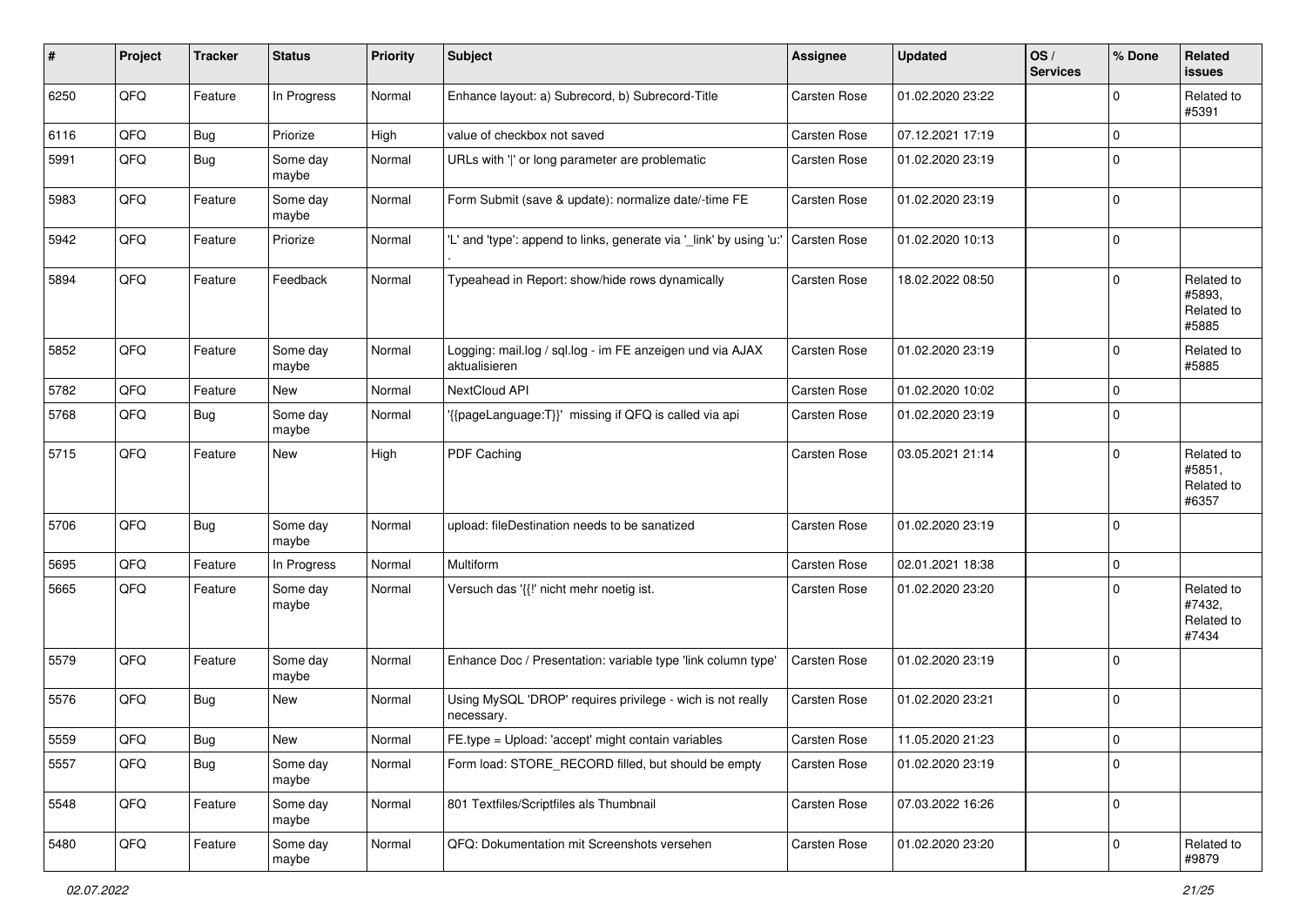| # | Project | Tracker | Status | Priority | Subject | Assignee | Updated | OS / Services | % Done | Related issues |
|---|---|---|---|---|---|---|---|---|---|---|
| 6250 | QFQ | Feature | In Progress | Normal | Enhance layout: a) Subrecord, b) Subrecord-Title | Carsten Rose | 01.02.2020 23:22 | | 0 | Related to #5391 |
| 6116 | QFQ | Bug | Priorize | High | value of checkbox not saved | Carsten Rose | 07.12.2021 17:19 | | 0 | |
| 5991 | QFQ | Bug | Some day maybe | Normal | URLs with '\|' or long parameter are problematic | Carsten Rose | 01.02.2020 23:19 | | 0 | |
| 5983 | QFQ | Feature | Some day maybe | Normal | Form Submit (save & update): normalize date/-time FE | Carsten Rose | 01.02.2020 23:19 | | 0 | |
| 5942 | QFQ | Feature | Priorize | Normal | 'L' and 'type': append to links, generate via '_link' by using 'u:' . | Carsten Rose | 01.02.2020 10:13 | | 0 | |
| 5894 | QFQ | Feature | Feedback | Normal | Typeahead in Report: show/hide rows dynamically | Carsten Rose | 18.02.2022 08:50 | | 0 | Related to #5893, Related to #5885 |
| 5852 | QFQ | Feature | Some day maybe | Normal | Logging: mail.log / sql.log - im FE anzeigen und via AJAX aktualisieren | Carsten Rose | 01.02.2020 23:19 | | 0 | Related to #5885 |
| 5782 | QFQ | Feature | New | Normal | NextCloud API | Carsten Rose | 01.02.2020 10:02 | | 0 | |
| 5768 | QFQ | Bug | Some day maybe | Normal | '{{pageLanguage:T}}' missing if QFQ is called via api | Carsten Rose | 01.02.2020 23:19 | | 0 | |
| 5715 | QFQ | Feature | New | High | PDF Caching | Carsten Rose | 03.05.2021 21:14 | | 0 | Related to #5851, Related to #6357 |
| 5706 | QFQ | Bug | Some day maybe | Normal | upload: fileDestination needs to be sanatized | Carsten Rose | 01.02.2020 23:19 | | 0 | |
| 5695 | QFQ | Feature | In Progress | Normal | Multiform | Carsten Rose | 02.01.2021 18:38 | | 0 | |
| 5665 | QFQ | Feature | Some day maybe | Normal | Versuch das '{{!' nicht mehr noetig ist. | Carsten Rose | 01.02.2020 23:20 | | 0 | Related to #7432, Related to #7434 |
| 5579 | QFQ | Feature | Some day maybe | Normal | Enhance Doc / Presentation: variable type 'link column type' | Carsten Rose | 01.02.2020 23:19 | | 0 | |
| 5576 | QFQ | Bug | New | Normal | Using MySQL 'DROP' requires privilege - wich is not really necessary. | Carsten Rose | 01.02.2020 23:21 | | 0 | |
| 5559 | QFQ | Bug | New | Normal | FE.type = Upload: 'accept' might contain variables | Carsten Rose | 11.05.2020 21:23 | | 0 | |
| 5557 | QFQ | Bug | Some day maybe | Normal | Form load: STORE_RECORD filled, but should be empty | Carsten Rose | 01.02.2020 23:19 | | 0 | |
| 5548 | QFQ | Feature | Some day maybe | Normal | 801 Textfiles/Scriptfiles als Thumbnail | Carsten Rose | 07.03.2022 16:26 | | 0 | |
| 5480 | QFQ | Feature | Some day maybe | Normal | QFQ: Dokumentation mit Screenshots versehen | Carsten Rose | 01.02.2020 23:20 | | 0 | Related to #9879 |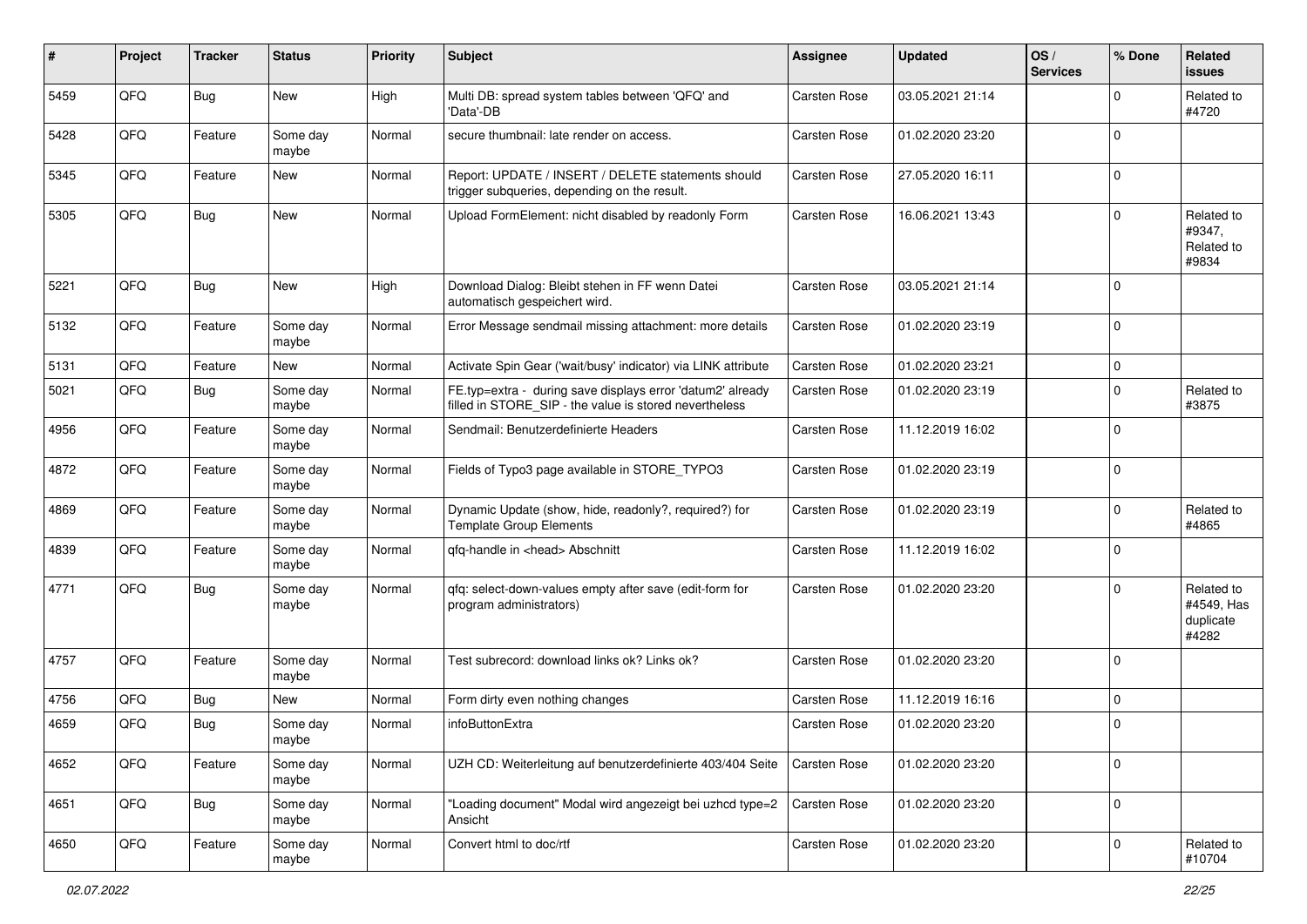| # | Project | Tracker | Status | Priority | Subject | Assignee | Updated | OS / Services | % Done | Related issues |
|---|---|---|---|---|---|---|---|---|---|---|
| 5459 | QFQ | Bug | New | High | Multi DB: spread system tables between 'QFQ' and 'Data'-DB | Carsten Rose | 03.05.2021 21:14 | | 0 | Related to #4720 |
| 5428 | QFQ | Feature | Some day maybe | Normal | secure thumbnail: late render on access. | Carsten Rose | 01.02.2020 23:20 | | 0 | |
| 5345 | QFQ | Feature | New | Normal | Report: UPDATE / INSERT / DELETE statements should trigger subqueries, depending on the result. | Carsten Rose | 27.05.2020 16:11 | | 0 | |
| 5305 | QFQ | Bug | New | Normal | Upload FormElement: nicht disabled by readonly Form | Carsten Rose | 16.06.2021 13:43 | | 0 | Related to #9347, Related to #9834 |
| 5221 | QFQ | Bug | New | High | Download Dialog: Bleibt stehen in FF wenn Datei automatisch gespeichert wird. | Carsten Rose | 03.05.2021 21:14 | | 0 | |
| 5132 | QFQ | Feature | Some day maybe | Normal | Error Message sendmail missing attachment: more details | Carsten Rose | 01.02.2020 23:19 | | 0 | |
| 5131 | QFQ | Feature | New | Normal | Activate Spin Gear ('wait/busy' indicator) via LINK attribute | Carsten Rose | 01.02.2020 23:21 | | 0 | |
| 5021 | QFQ | Bug | Some day maybe | Normal | FE.typ=extra - during save displays error 'datum2' already filled in STORE_SIP - the value is stored nevertheless | Carsten Rose | 01.02.2020 23:19 | | 0 | Related to #3875 |
| 4956 | QFQ | Feature | Some day maybe | Normal | Sendmail: Benutzerdefinierte Headers | Carsten Rose | 11.12.2019 16:02 | | 0 | |
| 4872 | QFQ | Feature | Some day maybe | Normal | Fields of Typo3 page available in STORE_TYPO3 | Carsten Rose | 01.02.2020 23:19 | | 0 | |
| 4869 | QFQ | Feature | Some day maybe | Normal | Dynamic Update (show, hide, readonly?, required?) for Template Group Elements | Carsten Rose | 01.02.2020 23:19 | | 0 | Related to #4865 |
| 4839 | QFQ | Feature | Some day maybe | Normal | qfq-handle in <head> Abschnitt | Carsten Rose | 11.12.2019 16:02 | | 0 | |
| 4771 | QFQ | Bug | Some day maybe | Normal | qfq: select-down-values empty after save (edit-form for program administrators) | Carsten Rose | 01.02.2020 23:20 | | 0 | Related to #4549, Has duplicate #4282 |
| 4757 | QFQ | Feature | Some day maybe | Normal | Test subrecord: download links ok? Links ok? | Carsten Rose | 01.02.2020 23:20 | | 0 | |
| 4756 | QFQ | Bug | New | Normal | Form dirty even nothing changes | Carsten Rose | 11.12.2019 16:16 | | 0 | |
| 4659 | QFQ | Bug | Some day maybe | Normal | infoButtonExtra | Carsten Rose | 01.02.2020 23:20 | | 0 | |
| 4652 | QFQ | Feature | Some day maybe | Normal | UZH CD: Weiterleitung auf benutzerdefinierte 403/404 Seite | Carsten Rose | 01.02.2020 23:20 | | 0 | |
| 4651 | QFQ | Bug | Some day maybe | Normal | "Loading document" Modal wird angezeigt bei uzhcd type=2 Ansicht | Carsten Rose | 01.02.2020 23:20 | | 0 | |
| 4650 | QFQ | Feature | Some day maybe | Normal | Convert html to doc/rtf | Carsten Rose | 01.02.2020 23:20 | | 0 | Related to #10704 |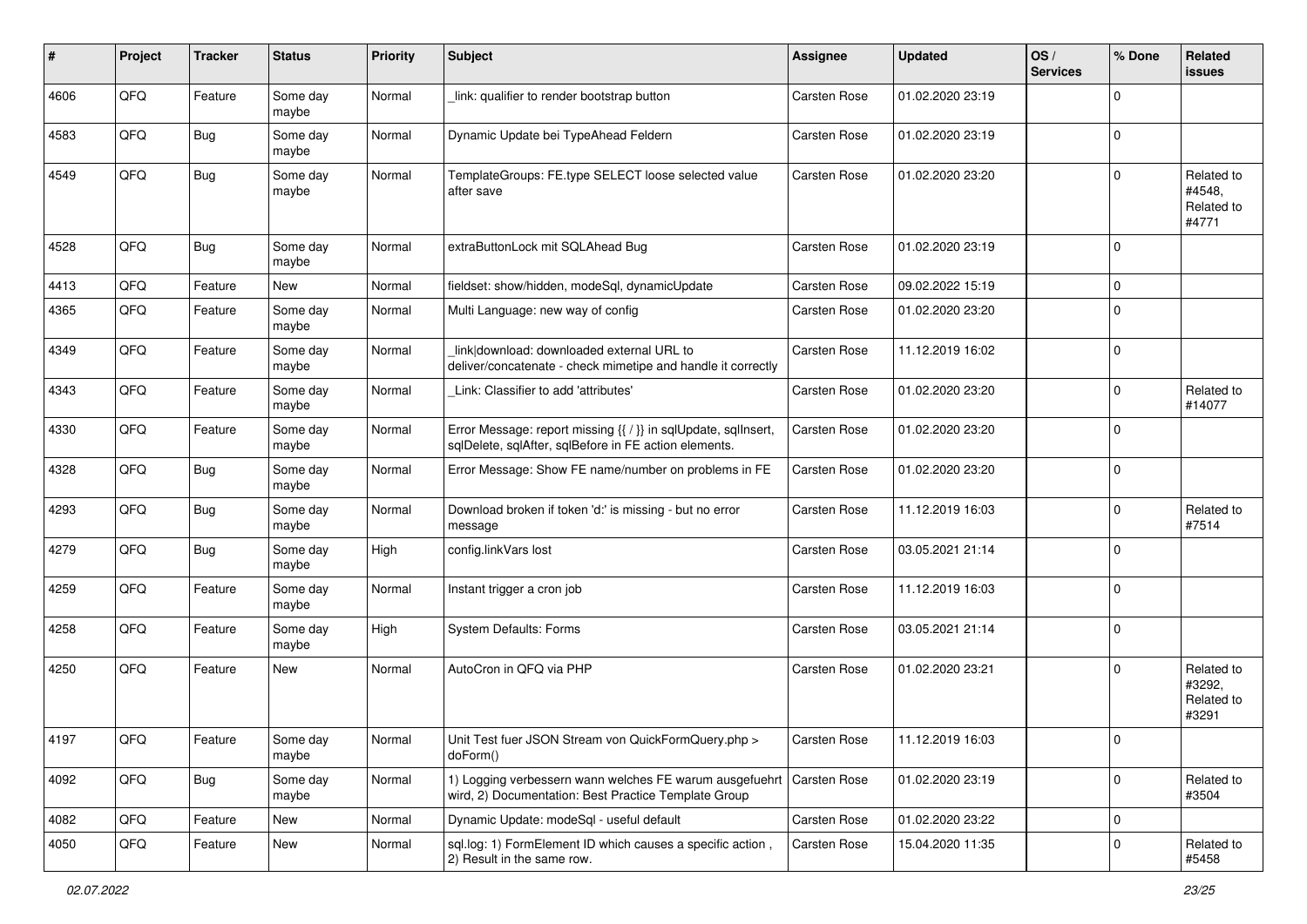| # | Project | Tracker | Status | Priority | Subject | Assignee | Updated | OS / Services | % Done | Related issues |
|---|---|---|---|---|---|---|---|---|---|---|
| 4606 | QFO | Feature | Some day maybe | Normal | _link: qualifier to render bootstrap button | Carsten Rose | 01.02.2020 23:19 | | 0 | |
| 4583 | QFQ | Bug | Some day maybe | Normal | Dynamic Update bei TypeAhead Feldern | Carsten Rose | 01.02.2020 23:19 | | 0 | |
| 4549 | QFQ | Bug | Some day maybe | Normal | TemplateGroups: FE.type SELECT loose selected value after save | Carsten Rose | 01.02.2020 23:20 | | 0 | Related to #4548, Related to #4771 |
| 4528 | QFQ | Bug | Some day maybe | Normal | extraButtonLock mit SQLAhead Bug | Carsten Rose | 01.02.2020 23:19 | | 0 | |
| 4413 | QFQ | Feature | New | Normal | fieldset: show/hidden, modeSql, dynamicUpdate | Carsten Rose | 09.02.2022 15:19 | | 0 | |
| 4365 | QFQ | Feature | Some day maybe | Normal | Multi Language: new way of config | Carsten Rose | 01.02.2020 23:20 | | 0 | |
| 4349 | QFQ | Feature | Some day maybe | Normal | link\|download: downloaded external URL to deliver/concatenate - check mimetipe and handle it correctly | Carsten Rose | 11.12.2019 16:02 | | 0 | |
| 4343 | QFQ | Feature | Some day maybe | Normal | _Link: Classifier to add 'attributes' | Carsten Rose | 01.02.2020 23:20 | | 0 | Related to #14077 |
| 4330 | QFQ | Feature | Some day maybe | Normal | Error Message: report missing {{ / }} in sqlUpdate, sqlInsert, sqlDelete, sqlAfter, sqlBefore in FE action elements. | Carsten Rose | 01.02.2020 23:20 | | 0 | |
| 4328 | QFQ | Bug | Some day maybe | Normal | Error Message: Show FE name/number on problems in FE | Carsten Rose | 01.02.2020 23:20 | | 0 | |
| 4293 | QFQ | Bug | Some day maybe | Normal | Download broken if token 'd:' is missing - but no error message | Carsten Rose | 11.12.2019 16:03 | | 0 | Related to #7514 |
| 4279 | QFQ | Bug | Some day maybe | High | config.linkVars lost | Carsten Rose | 03.05.2021 21:14 | | 0 | |
| 4259 | QFQ | Feature | Some day maybe | Normal | Instant trigger a cron job | Carsten Rose | 11.12.2019 16:03 | | 0 | |
| 4258 | QFQ | Feature | Some day maybe | High | System Defaults: Forms | Carsten Rose | 03.05.2021 21:14 | | 0 | |
| 4250 | QFQ | Feature | New | Normal | AutoCron in QFQ via PHP | Carsten Rose | 01.02.2020 23:21 | | 0 | Related to #3292, Related to #3291 |
| 4197 | QFQ | Feature | Some day maybe | Normal | Unit Test fuer JSON Stream von QuickFormQuery.php > doForm() | Carsten Rose | 11.12.2019 16:03 | | 0 | |
| 4092 | QFQ | Bug | Some day maybe | Normal | 1) Logging verbessern wann welches FE warum ausgefuehrt wird, 2) Documentation: Best Practice Template Group | Carsten Rose | 01.02.2020 23:19 | | 0 | Related to #3504 |
| 4082 | QFQ | Feature | New | Normal | Dynamic Update: modeSql - useful default | Carsten Rose | 01.02.2020 23:22 | | 0 | |
| 4050 | QFQ | Feature | New | Normal | sql.log: 1) FormElement ID which causes a specific action , 2) Result in the same row. | Carsten Rose | 15.04.2020 11:35 | | 0 | Related to #5458 |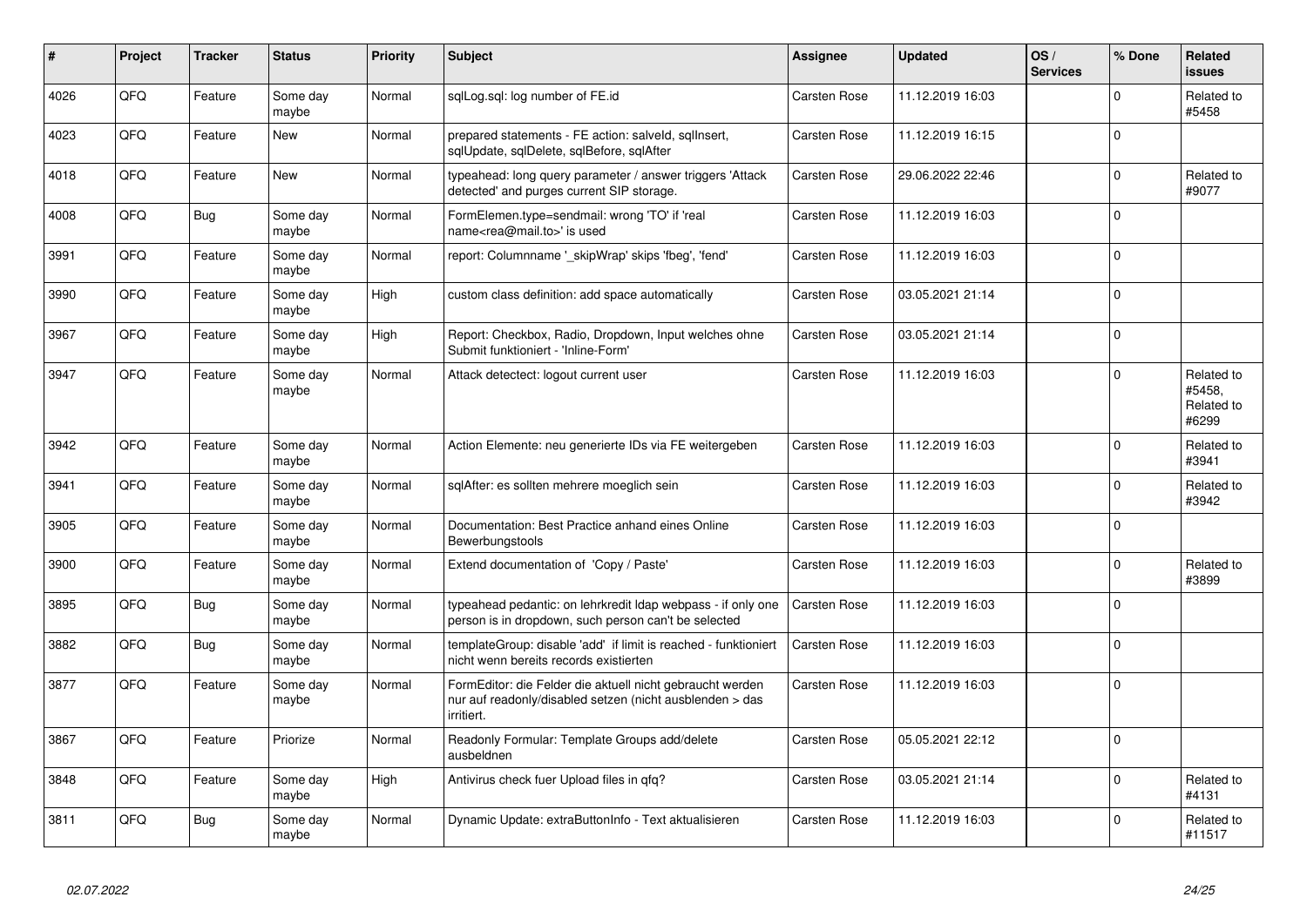| # | Project | Tracker | Status | Priority | Subject | Assignee | Updated | OS / Services | % Done | Related issues |
|---|---|---|---|---|---|---|---|---|---|---|
| 4026 | QFQ | Feature | Some day maybe | Normal | sqlLog.sql: log number of FE.id | Carsten Rose | 11.12.2019 16:03 | | 0 | Related to #5458 |
| 4023 | QFQ | Feature | New | Normal | prepared statements - FE action: salveld, sqlInsert, sqlUpdate, sqlDelete, sqlBefore, sqlAfter | Carsten Rose | 11.12.2019 16:15 | | 0 | |
| 4018 | QFQ | Feature | New | Normal | typeahead: long query parameter / answer triggers 'Attack detected' and purges current SIP storage. | Carsten Rose | 29.06.2022 22:46 | | 0 | Related to #9077 |
| 4008 | QFQ | Bug | Some day maybe | Normal | FormElemen.type=sendmail: wrong 'TO' if 'real name<rea@mail.to>' is used | Carsten Rose | 11.12.2019 16:03 | | 0 | |
| 3991 | QFQ | Feature | Some day maybe | Normal | report: Columnname '_skipWrap' skips 'fbeg', 'fend' | Carsten Rose | 11.12.2019 16:03 | | 0 | |
| 3990 | QFQ | Feature | Some day maybe | High | custom class definition: add space automatically | Carsten Rose | 03.05.2021 21:14 | | 0 | |
| 3967 | QFQ | Feature | Some day maybe | High | Report: Checkbox, Radio, Dropdown, Input welches ohne Submit funktioniert - 'Inline-Form' | Carsten Rose | 03.05.2021 21:14 | | 0 | |
| 3947 | QFQ | Feature | Some day maybe | Normal | Attack detectect: logout current user | Carsten Rose | 11.12.2019 16:03 | | 0 | Related to #5458, Related to #6299 |
| 3942 | QFQ | Feature | Some day maybe | Normal | Action Elemente: neu generierte IDs via FE weitergeben | Carsten Rose | 11.12.2019 16:03 | | 0 | Related to #3941 |
| 3941 | QFQ | Feature | Some day maybe | Normal | sqlAfter: es sollten mehrere moeglich sein | Carsten Rose | 11.12.2019 16:03 | | 0 | Related to #3942 |
| 3905 | QFQ | Feature | Some day maybe | Normal | Documentation: Best Practice anhand eines Online Bewerbungstools | Carsten Rose | 11.12.2019 16:03 | | 0 | |
| 3900 | QFQ | Feature | Some day maybe | Normal | Extend documentation of 'Copy / Paste' | Carsten Rose | 11.12.2019 16:03 | | 0 | Related to #3899 |
| 3895 | QFQ | Bug | Some day maybe | Normal | typeahead pedantic: on lehrkredit ldap webpass - if only one person is in dropdown, such person can't be selected | Carsten Rose | 11.12.2019 16:03 | | 0 | |
| 3882 | QFQ | Bug | Some day maybe | Normal | templateGroup: disable 'add' if limit is reached - funktioniert nicht wenn bereits records existierten | Carsten Rose | 11.12.2019 16:03 | | 0 | |
| 3877 | QFQ | Feature | Some day maybe | Normal | FormEditor: die Felder die aktuell nicht gebraucht werden nur auf readonly/disabled setzen (nicht ausblenden > das irritiert. | Carsten Rose | 11.12.2019 16:03 | | 0 | |
| 3867 | QFQ | Feature | Priorize | Normal | Readonly Formular: Template Groups add/delete ausbeldnen | Carsten Rose | 05.05.2021 22:12 | | 0 | |
| 3848 | QFQ | Feature | Some day maybe | High | Antivirus check fuer Upload files in qfq? | Carsten Rose | 03.05.2021 21:14 | | 0 | Related to #4131 |
| 3811 | QFQ | Bug | Some day maybe | Normal | Dynamic Update: extraButtonInfo - Text aktualisieren | Carsten Rose | 11.12.2019 16:03 | | 0 | Related to #11517 |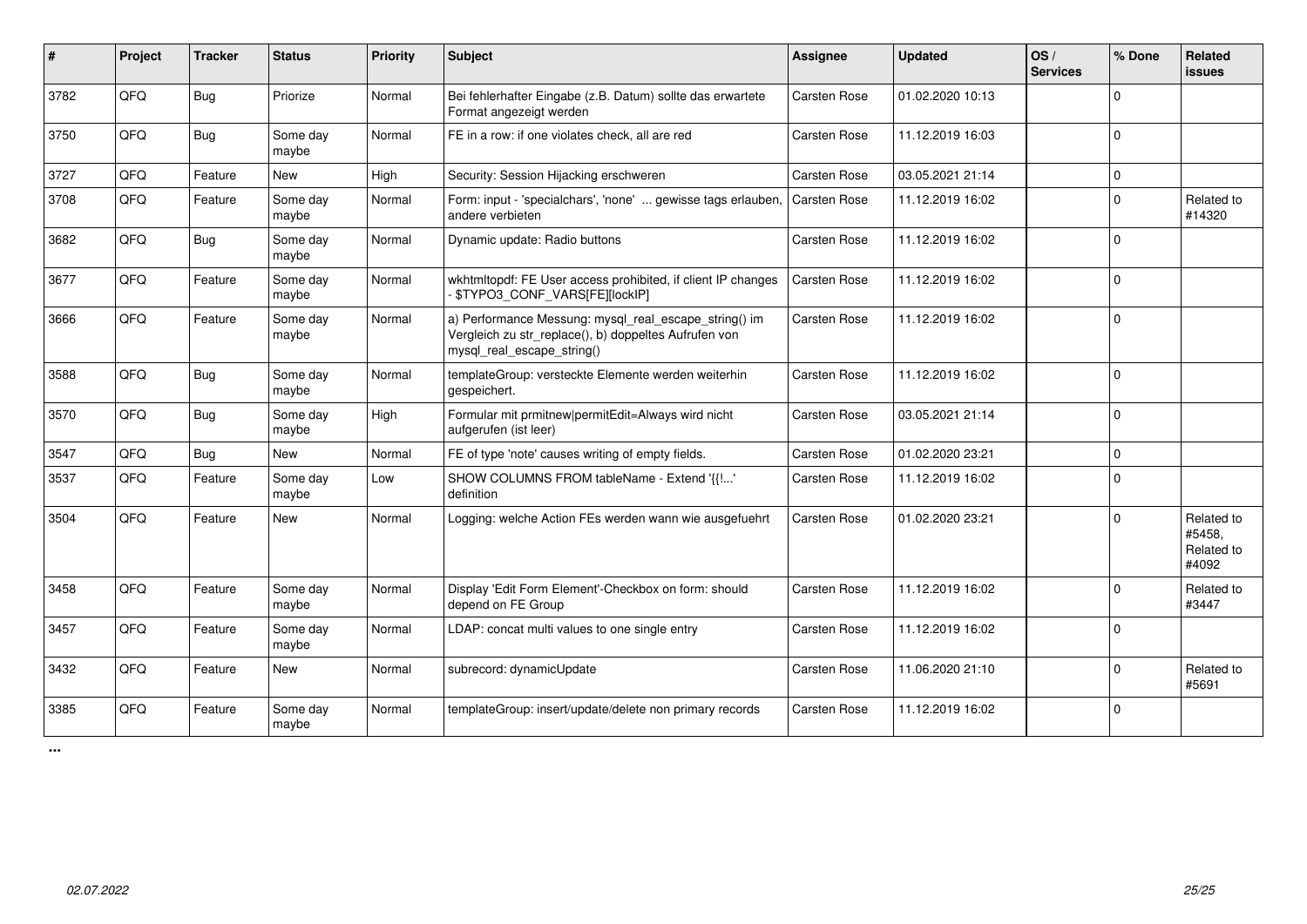| # | Project | Tracker | Status | Priority | Subject | Assignee | Updated | OS / Services | % Done | Related issues |
|---|---|---|---|---|---|---|---|---|---|---|
| 3782 | QFQ | Bug | Priorize | Normal | Bei fehlerhafter Eingabe (z.B. Datum) sollte das erwartete Format angezeigt werden | Carsten Rose | 01.02.2020 10:13 | | 0 | |
| 3750 | QFQ | Bug | Some day maybe | Normal | FE in a row: if one violates check, all are red | Carsten Rose | 11.12.2019 16:03 | | 0 | |
| 3727 | QFQ | Feature | New | High | Security: Session Hijacking erschweren | Carsten Rose | 03.05.2021 21:14 | | 0 | |
| 3708 | QFQ | Feature | Some day maybe | Normal | Form: input - 'specialchars', 'none' ... gewisse tags erlauben, andere verbieten | Carsten Rose | 11.12.2019 16:02 | | 0 | Related to #14320 |
| 3682 | QFQ | Bug | Some day maybe | Normal | Dynamic update: Radio buttons | Carsten Rose | 11.12.2019 16:02 | | 0 | |
| 3677 | QFQ | Feature | Some day maybe | Normal | wkhtmltopdf: FE User access prohibited, if client IP changes - $TYPO3_CONF_VARS[FE][lockIP] | Carsten Rose | 11.12.2019 16:02 | | 0 | |
| 3666 | QFQ | Feature | Some day maybe | Normal | a) Performance Messung: mysql_real_escape_string() im Vergleich zu str_replace(), b) doppeltes Aufrufen von mysql_real_escape_string() | Carsten Rose | 11.12.2019 16:02 | | 0 | |
| 3588 | QFQ | Bug | Some day maybe | Normal | templateGroup: versteckte Elemente werden weiterhin gespeichert. | Carsten Rose | 11.12.2019 16:02 | | 0 | |
| 3570 | QFQ | Bug | Some day maybe | High | Formular mit prmitnew\|permitEdit=Always wird nicht aufgerufen (ist leer) | Carsten Rose | 03.05.2021 21:14 | | 0 | |
| 3547 | QFQ | Bug | New | Normal | FE of type 'note' causes writing of empty fields. | Carsten Rose | 01.02.2020 23:21 | | 0 | |
| 3537 | QFQ | Feature | Some day maybe | Low | SHOW COLUMNS FROM tableName - Extend '{{!...' definition | Carsten Rose | 11.12.2019 16:02 | | 0 | |
| 3504 | QFQ | Feature | New | Normal | Logging: welche Action FEs werden wann wie ausgefuehrt | Carsten Rose | 01.02.2020 23:21 | | 0 | Related to #5458, Related to #4092 |
| 3458 | QFQ | Feature | Some day maybe | Normal | Display 'Edit Form Element'-Checkbox on form: should depend on FE Group | Carsten Rose | 11.12.2019 16:02 | | 0 | Related to #3447 |
| 3457 | QFQ | Feature | Some day maybe | Normal | LDAP: concat multi values to one single entry | Carsten Rose | 11.12.2019 16:02 | | 0 | |
| 3432 | QFQ | Feature | New | Normal | subrecord: dynamicUpdate | Carsten Rose | 11.06.2020 21:10 | | 0 | Related to #5691 |
| 3385 | QFQ | Feature | Some day maybe | Normal | templateGroup: insert/update/delete non primary records | Carsten Rose | 11.12.2019 16:02 | | 0 | |

...